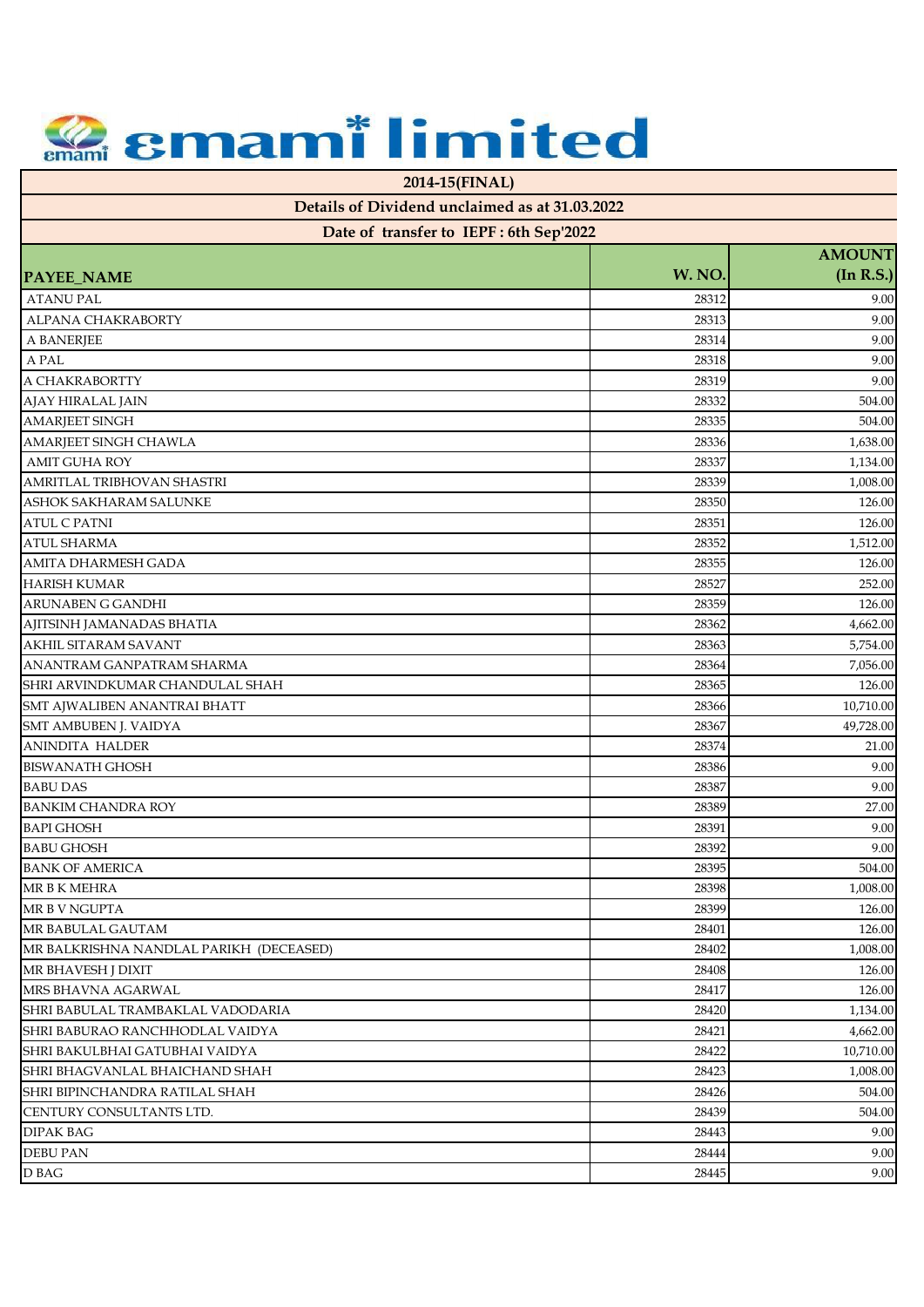# emami limited

## 2014-15(FINAL)

### Details of Dividend unclaimed as at 31.03.2022

### Date of transfer to IEPF : 6th Sep'2022

| PAYEE_NAME | W. NO. | AMOUNT (In R.S.) |
|---|---|---|
| ATANU PAL | 28312 | 9.00 |
| ALPANA CHAKRABORTY | 28313 | 9.00 |
| A BANERJEE | 28314 | 9.00 |
| A PAL | 28318 | 9.00 |
| A CHAKRABORTTY | 28319 | 9.00 |
| AJAY HIRALAL JAIN | 28332 | 504.00 |
| AMARJEET SINGH | 28335 | 504.00 |
| AMARJEET SINGH CHAWLA | 28336 | 1,638.00 |
| AMIT GUHA ROY | 28337 | 1,134.00 |
| AMRITLAL TRIBHOVAN SHASTRI | 28339 | 1,008.00 |
| ASHOK SAKHARAM SALUNKE | 28350 | 126.00 |
| ATUL C PATNI | 28351 | 126.00 |
| ATUL SHARMA | 28352 | 1,512.00 |
| AMITA DHARMESH GADA | 28355 | 126.00 |
| HARISH KUMAR | 28527 | 252.00 |
| ARUNABEN G GANDHI | 28359 | 126.00 |
| AJITSINH JAMANADAS BHATIA | 28362 | 4,662.00 |
| AKHIL SITARAM SAVANT | 28363 | 5,754.00 |
| ANANTRAM GANPATRAM SHARMA | 28364 | 7,056.00 |
| SHRI ARVINDKUMAR CHANDULAL SHAH | 28365 | 126.00 |
| SMT AJWALIBEN ANANTRAI BHATT | 28366 | 10,710.00 |
| SMT AMBUBEN J. VAIDYA | 28367 | 49,728.00 |
| ANINDITA HALDER | 28374 | 21.00 |
| BISWANATH GHOSH | 28386 | 9.00 |
| BABU DAS | 28387 | 9.00 |
| BANKIM CHANDRA ROY | 28389 | 27.00 |
| BAPI GHOSH | 28391 | 9.00 |
| BABU GHOSH | 28392 | 9.00 |
| BANK OF AMERICA | 28395 | 504.00 |
| MR B K MEHRA | 28398 | 1,008.00 |
| MR B V NGUPTA | 28399 | 126.00 |
| MR BABULAL GAUTAM | 28401 | 126.00 |
| MR BALKRISHNA NANDLAL PARIKH (DECEASED) | 28402 | 1,008.00 |
| MR BHAVESH J DIXIT | 28408 | 126.00 |
| MRS BHAVNA AGARWAL | 28417 | 126.00 |
| SHRI BABULAL TRAMBAKLAL VADODARIA | 28420 | 1,134.00 |
| SHRI BABURAO RANCHHODLAL VAIDYA | 28421 | 4,662.00 |
| SHRI BAKULBHAI GATUBHAI VAIDYA | 28422 | 10,710.00 |
| SHRI BHAGVANLAL BHAICHAND SHAH | 28423 | 1,008.00 |
| SHRI BIPINCHANDRA RATILAL SHAH | 28426 | 504.00 |
| CENTURY CONSULTANTS LTD. | 28439 | 504.00 |
| DIPAK BAG | 28443 | 9.00 |
| DEBU PAN | 28444 | 9.00 |
| D BAG | 28445 | 9.00 |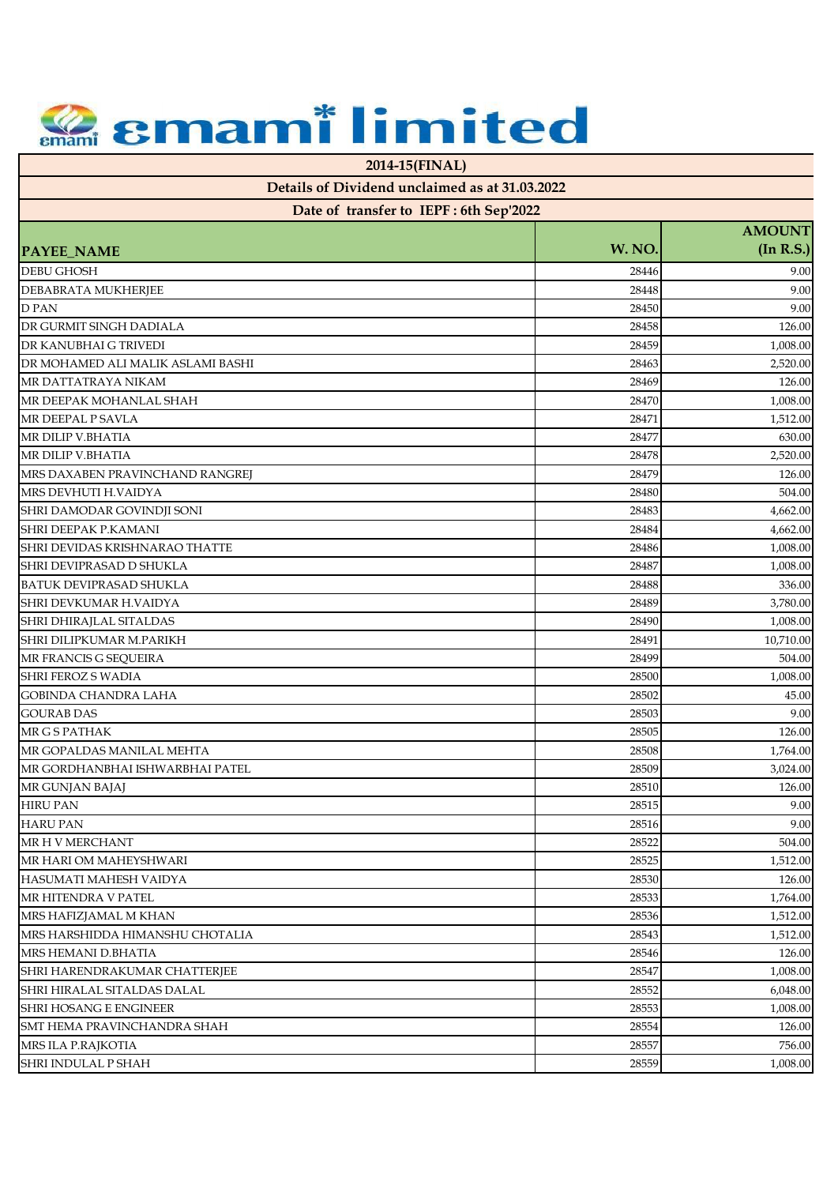# emami limited

| 2014-15(FINAL) | | |
|---|---|---|
| Details of Dividend unclaimed as at 31.03.2022 | | |
| Date of transfer to IEPF : 6th Sep'2022 | | |
| **PAYEE_NAME** | **W. NO.** | **AMOUNT (In R.S.)** |
| DEBU GHOSH | 28446 | 9.00 |
| DEBABRATA MUKHERJEE | 28448 | 9.00 |
| D PAN | 28450 | 9.00 |
| DR GURMIT SINGH DADIALA | 28458 | 126.00 |
| DR KANUBHAI G TRIVEDI | 28459 | 1,008.00 |
| DR MOHAMED ALI MALIK ASLAMI BASHI | 28463 | 2,520.00 |
| MR DATTATRAYA NIKAM | 28469 | 126.00 |
| MR DEEPAK MOHANLAL SHAH | 28470 | 1,008.00 |
| MR DEEPAL P SAVLA | 28471 | 1,512.00 |
| MR DILIP V.BHATIA | 28477 | 630.00 |
| MR DILIP V.BHATIA | 28478 | 2,520.00 |
| MRS DAXABEN PRAVINCHAND RANGREJ | 28479 | 126.00 |
| MRS DEVHUTI H.VAIDYA | 28480 | 504.00 |
| SHRI DAMODAR GOVINDJI SONI | 28483 | 4,662.00 |
| SHRI DEEPAK P.KAMANI | 28484 | 4,662.00 |
| SHRI DEVIDAS KRISHNARAO THATTE | 28486 | 1,008.00 |
| SHRI DEVIPRASAD D SHUKLA | 28487 | 1,008.00 |
| BATUK DEVIPRASAD SHUKLA | 28488 | 336.00 |
| SHRI DEVKUMAR H.VAIDYA | 28489 | 3,780.00 |
| SHRI DHIRAJLAL SITALDAS | 28490 | 1,008.00 |
| SHRI DILIPKUMAR M.PARIKH | 28491 | 10,710.00 |
| MR FRANCIS G SEQUEIRA | 28499 | 504.00 |
| SHRI FEROZ S WADIA | 28500 | 1,008.00 |
| GOBINDA CHANDRA LAHA | 28502 | 45.00 |
| GOURAB DAS | 28503 | 9.00 |
| MR G S PATHAK | 28505 | 126.00 |
| MR GOPALDAS MANILAL MEHTA | 28508 | 1,764.00 |
| MR GORDHANBHAI ISHWARBHAI PATEL | 28509 | 3,024.00 |
| MR GUNJAN BAJAJ | 28510 | 126.00 |
| HIRU PAN | 28515 | 9.00 |
| HARU PAN | 28516 | 9.00 |
| MR H V MERCHANT | 28522 | 504.00 |
| MR HARI OM MAHEYSHWARI | 28525 | 1,512.00 |
| HASUMATI MAHESH VAIDYA | 28530 | 126.00 |
| MR HITENDRA V PATEL | 28533 | 1,764.00 |
| MRS HAFIZJAMAL M KHAN | 28536 | 1,512.00 |
| MRS HARSHIDDA HIMANSHU CHOTALIA | 28543 | 1,512.00 |
| MRS HEMANI D.BHATIA | 28546 | 126.00 |
| SHRI HARENDRAKUMAR CHATTERJEE | 28547 | 1,008.00 |
| SHRI HIRALAL SITALDAS DALAL | 28552 | 6,048.00 |
| SHRI HOSANG E ENGINEER | 28553 | 1,008.00 |
| SMT HEMA PRAVINCHANDRA SHAH | 28554 | 126.00 |
| MRS ILA P.RAJKOTIA | 28557 | 756.00 |
| SHRI INDULAL P SHAH | 28559 | 1,008.00 |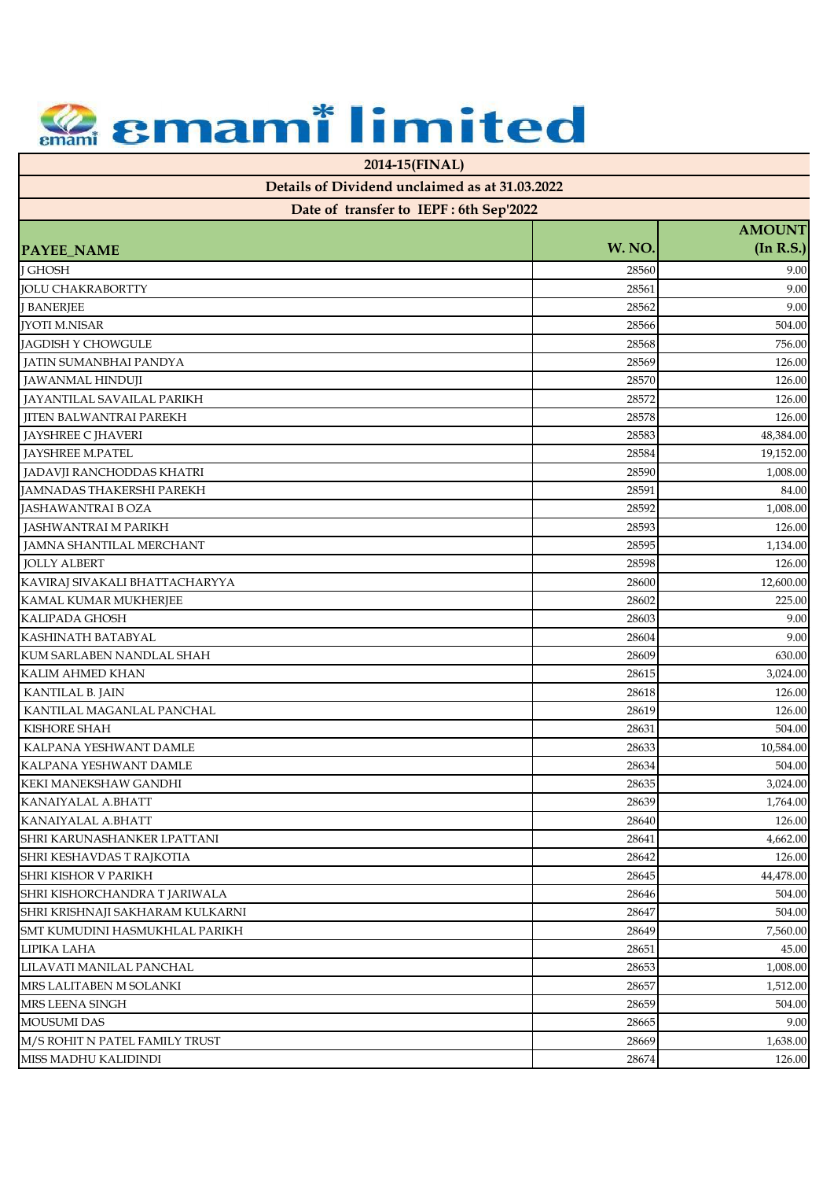# emami limited

## 2014-15(FINAL)

### Details of Dividend unclaimed as at 31.03.2022

### Date of transfer to IEPF : 6th Sep'2022

| PAYEE_NAME | W. NO. | AMOUNT (In R.S.) |
|---|---|---|
| J GHOSH | 28560 | 9.00 |
| JOLU CHAKRABORTTY | 28561 | 9.00 |
| J BANERJEE | 28562 | 9.00 |
| JYOTI M.NISAR | 28566 | 504.00 |
| JAGDISH Y CHOWGULE | 28568 | 756.00 |
| JATIN SUMANBHAI PANDYA | 28569 | 126.00 |
| JAWANMAL HINDUJI | 28570 | 126.00 |
| JAYANTILAL SAVAILAL PARIKH | 28572 | 126.00 |
| JITEN BALWANTRAI PAREKH | 28578 | 126.00 |
| JAYSHREE C JHAVERI | 28583 | 48,384.00 |
| JAYSHREE M.PATEL | 28584 | 19,152.00 |
| JADAVJI RANCHODDAS KHATRI | 28590 | 1,008.00 |
| JAMNADAS THAKERSHI PAREKH | 28591 | 84.00 |
| JASHAWANTRAI B OZA | 28592 | 1,008.00 |
| JASHWANTRAI M PARIKH | 28593 | 126.00 |
| JAMNA SHANTILAL MERCHANT | 28595 | 1,134.00 |
| JOLLY ALBERT | 28598 | 126.00 |
| KAVIRAJ SIVAKALI BHATTACHARYYA | 28600 | 12,600.00 |
| KAMAL KUMAR MUKHERJEE | 28602 | 225.00 |
| KALIPADA GHOSH | 28603 | 9.00 |
| KASHINATH BATABYAL | 28604 | 9.00 |
| KUM SARLABEN NANDLAL SHAH | 28609 | 630.00 |
| KALIM AHMED KHAN | 28615 | 3,024.00 |
| KANTILAL B. JAIN | 28618 | 126.00 |
| KANTILAL MAGANLAL PANCHAL | 28619 | 126.00 |
| KISHORE SHAH | 28631 | 504.00 |
| KALPANA YESHWANT DAMLE | 28633 | 10,584.00 |
| KALPANA YESHWANT DAMLE | 28634 | 504.00 |
| KEKI MANEKSHAW GANDHI | 28635 | 3,024.00 |
| KANAIYALAL A.BHATT | 28639 | 1,764.00 |
| KANAIYALAL A.BHATT | 28640 | 126.00 |
| SHRI KARUNASHANKER I.PATTANI | 28641 | 4,662.00 |
| SHRI KESHAVDAS T RAJKOTIA | 28642 | 126.00 |
| SHRI KISHOR V PARIKH | 28645 | 44,478.00 |
| SHRI KISHORCHANDRA T JARIWALA | 28646 | 504.00 |
| SHRI KRISHNAJI SAKHARAM KULKARNI | 28647 | 504.00 |
| SMT KUMUDINI HASMUKHLAL PARIKH | 28649 | 7,560.00 |
| LIPIKA LAHA | 28651 | 45.00 |
| LILAVATI MANILAL PANCHAL | 28653 | 1,008.00 |
| MRS LALITABEN M SOLANKI | 28657 | 1,512.00 |
| MRS LEENA SINGH | 28659 | 504.00 |
| MOUSUMI DAS | 28665 | 9.00 |
| M/S ROHIT N PATEL FAMILY TRUST | 28669 | 1,638.00 |
| MISS MADHU KALIDINDI | 28674 | 126.00 |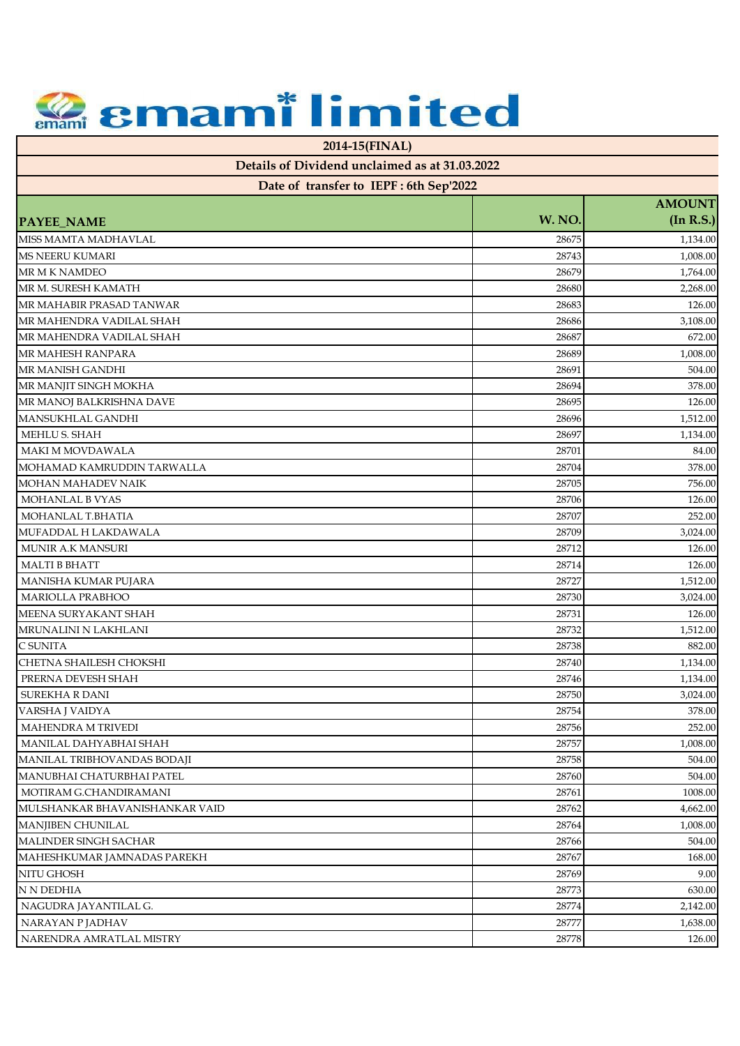# emami limited

## 2014-15(FINAL)

## Details of Dividend unclaimed as at 31.03.2022

## Date of transfer to IEPF : 6th Sep'2022

| PAYEE_NAME | W. NO. | AMOUNT (In R.S.) |
|---|---|---|
| MISS MAMTA MADHAVLAL | 28675 | 1,134.00 |
| MS NEERU KUMARI | 28743 | 1,008.00 |
| MR M K NAMDEO | 28679 | 1,764.00 |
| MR M. SURESH KAMATH | 28680 | 2,268.00 |
| MR MAHABIR PRASAD TANWAR | 28683 | 126.00 |
| MR MAHENDRA VADILAL SHAH | 28686 | 3,108.00 |
| MR MAHENDRA VADILAL SHAH | 28687 | 672.00 |
| MR MAHESH RANPARA | 28689 | 1,008.00 |
| MR MANISH GANDHI | 28691 | 504.00 |
| MR MANJIT SINGH MOKHA | 28694 | 378.00 |
| MR MANOJ BALKRISHNA DAVE | 28695 | 126.00 |
| MANSUKHLAL GANDHI | 28696 | 1,512.00 |
| MEHLU S. SHAH | 28697 | 1,134.00 |
| MAKI M MOVDAWALA | 28701 | 84.00 |
| MOHAMAD KAMRUDDIN TARWALLA | 28704 | 378.00 |
| MOHAN MAHADEV NAIK | 28705 | 756.00 |
| MOHANLAL B VYAS | 28706 | 126.00 |
| MOHANLAL T.BHATIA | 28707 | 252.00 |
| MUFADDAL H LAKDAWALA | 28709 | 3,024.00 |
| MUNIR A.K MANSURI | 28712 | 126.00 |
| MALTI B BHATT | 28714 | 126.00 |
| MANISHA KUMAR PUJARA | 28727 | 1,512.00 |
| MARIOLLA PRABHOO | 28730 | 3,024.00 |
| MEENA SURYAKANT SHAH | 28731 | 126.00 |
| MRUNALINI N LAKHLANI | 28732 | 1,512.00 |
| C SUNITA | 28738 | 882.00 |
| CHETNA SHAILESH CHOKSHI | 28740 | 1,134.00 |
| PRERNA DEVESH SHAH | 28746 | 1,134.00 |
| SUREKHA R DANI | 28750 | 3,024.00 |
| VARSHA J VAIDYA | 28754 | 378.00 |
| MAHENDRA M TRIVEDI | 28756 | 252.00 |
| MANILAL DAHYABHAI SHAH | 28757 | 1,008.00 |
| MANILAL TRIBHOVANDAS BODAJI | 28758 | 504.00 |
| MANUBHAI CHATURBHAI PATEL | 28760 | 504.00 |
| MOTIRAM G.CHANDIRAMANI | 28761 | 1008.00 |
| MULSHANKAR BHAVANISHANKAR VAID | 28762 | 4,662.00 |
| MANJIBEN CHUNILAL | 28764 | 1,008.00 |
| MALINDER SINGH SACHAR | 28766 | 504.00 |
| MAHESHKUMAR JAMNADAS PAREKH | 28767 | 168.00 |
| NITU GHOSH | 28769 | 9.00 |
| N N DEDHIA | 28773 | 630.00 |
| NAGUDRA JAYANTILAL G. | 28774 | 2,142.00 |
| NARAYAN P JADHAV | 28777 | 1,638.00 |
| NARENDRA AMRATLAL MISTRY | 28778 | 126.00 |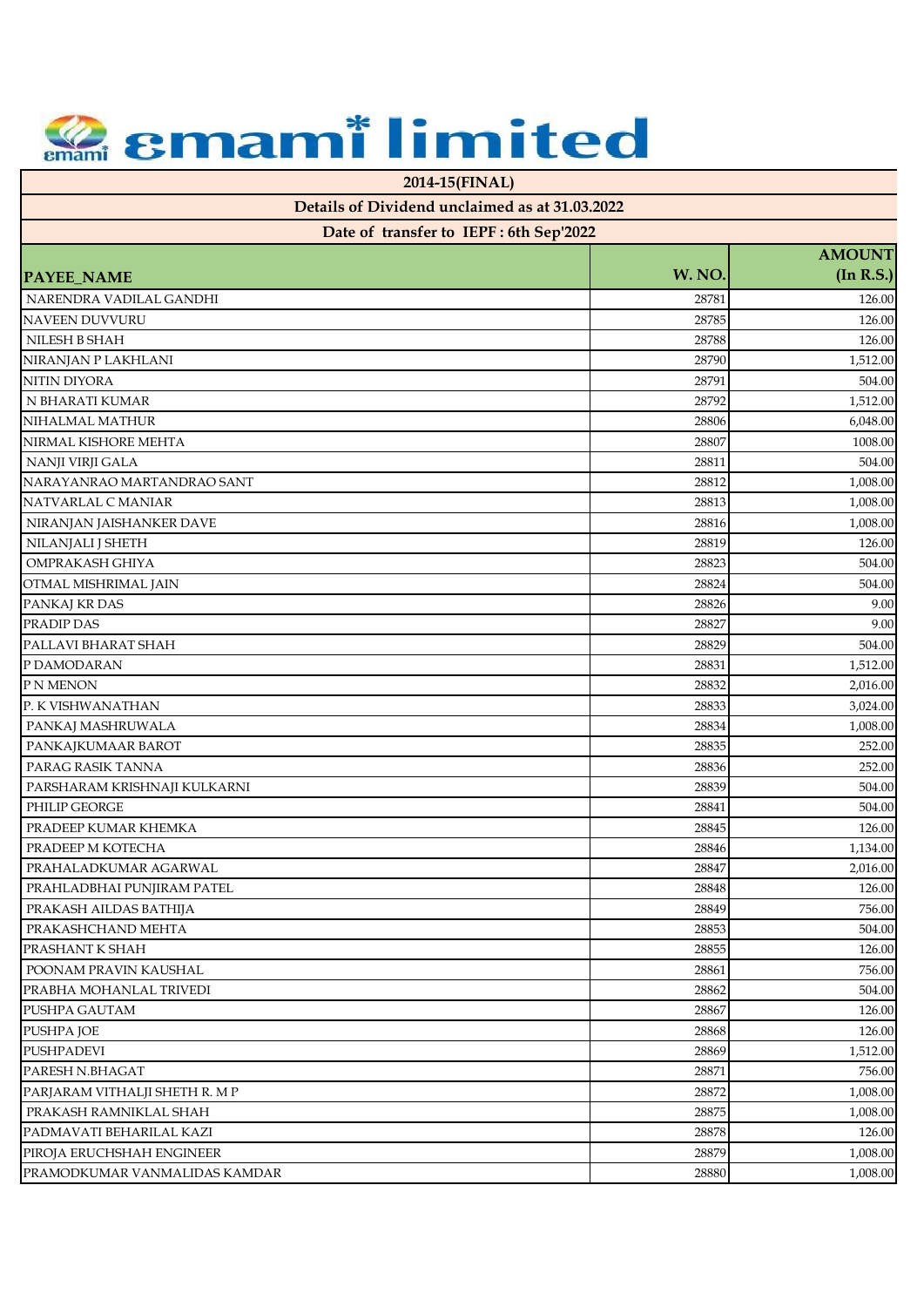# emami limited

| 2014-15(FINAL) | | |
|---|---|---|
| Details of Dividend unclaimed as at 31.03.2022 | | |
| Date of transfer to IEPF : 6th Sep'2022 | | |
| PAYEE_NAME | W. NO. | AMOUNT (In R.S.) |
| NARENDRA VADILAL GANDHI | 28781 | 126.00 |
| NAVEEN DUVVURU | 28785 | 126.00 |
| NILESH B SHAH | 28788 | 126.00 |
| NIRANJAN P LAKHLANI | 28790 | 1,512.00 |
| NITIN DIYORA | 28791 | 504.00 |
| N BHARATI KUMAR | 28792 | 1,512.00 |
| NIHALMAL MATHUR | 28806 | 6,048.00 |
| NIRMAL KISHORE MEHTA | 28807 | 1008.00 |
| NANJI VIRJI GALA | 28811 | 504.00 |
| NARAYANRAO MARTANDRAO SANT | 28812 | 1,008.00 |
| NATVARLAL C MANIAR | 28813 | 1,008.00 |
| NIRANJAN JAISHANKER DAVE | 28816 | 1,008.00 |
| NILANJALI J SHETH | 28819 | 126.00 |
| OMPRAKASH GHIYA | 28823 | 504.00 |
| OTMAL MISHRIMAL JAIN | 28824 | 504.00 |
| PANKAJ KR DAS | 28826 | 9.00 |
| PRADIP DAS | 28827 | 9.00 |
| PALLAVI BHARAT SHAH | 28829 | 504.00 |
| P DAMODARAN | 28831 | 1,512.00 |
| P N MENON | 28832 | 2,016.00 |
| P. K VISHWANATHAN | 28833 | 3,024.00 |
| PANKAJ MASHRUWALA | 28834 | 1,008.00 |
| PANKAJKUMAAR BAROT | 28835 | 252.00 |
| PARAG RASIK TANNA | 28836 | 252.00 |
| PARSHARAM KRISHNAJI KULKARNI | 28839 | 504.00 |
| PHILIP GEORGE | 28841 | 504.00 |
| PRADEEP KUMAR KHEMKA | 28845 | 126.00 |
| PRADEEP M KOTECHA | 28846 | 1,134.00 |
| PRAHALADKUMAR AGARWAL | 28847 | 2,016.00 |
| PRAHLADBHAI PUNJIRAM PATEL | 28848 | 126.00 |
| PRAKASH AILDAS BATHIJA | 28849 | 756.00 |
| PRAKASHCHAND MEHTA | 28853 | 504.00 |
| PRASHANT K SHAH | 28855 | 126.00 |
| POONAM PRAVIN KAUSHAL | 28861 | 756.00 |
| PRABHA MOHANLAL TRIVEDI | 28862 | 504.00 |
| PUSHPA GAUTAM | 28867 | 126.00 |
| PUSHPA JOE | 28868 | 126.00 |
| PUSHPADEVI | 28869 | 1,512.00 |
| PARESH N.BHAGAT | 28871 | 756.00 |
| PARJARAM VITHALJI SHETH R. M P | 28872 | 1,008.00 |
| PRAKASH RAMNIKLAL SHAH | 28875 | 1,008.00 |
| PADMAVATI BEHARILAL KAZI | 28878 | 126.00 |
| PIROJA ERUCHSHAH ENGINEER | 28879 | 1,008.00 |
| PRAMODKUMAR VANMALIDAS KAMDAR | 28880 | 1,008.00 |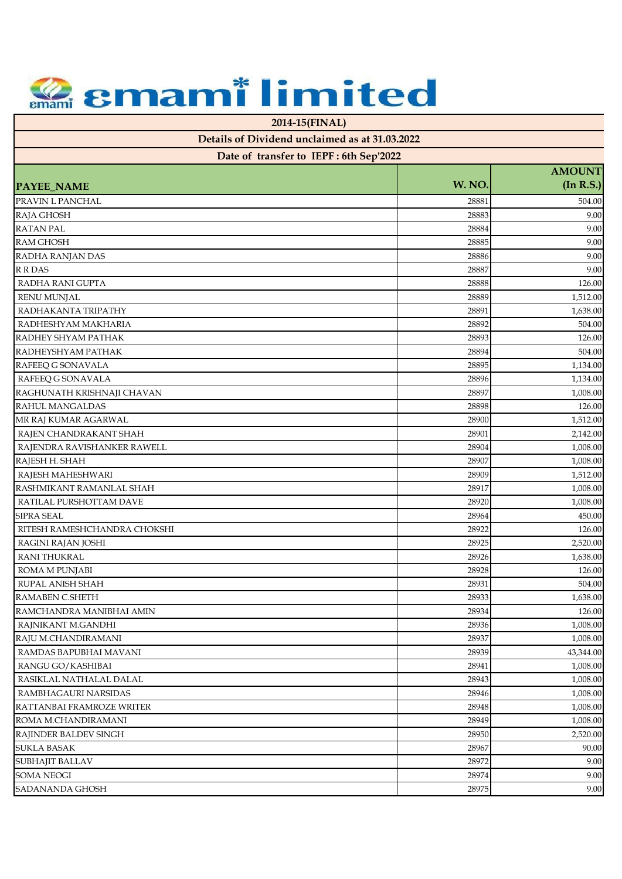# emami limited

| 2014-15(FINAL) | | |
|---|---|---|
| Details of Dividend unclaimed as at 31.03.2022 | | |
| Date of transfer to IEPF : 6th Sep'2022 | | |
| **PAYEE_NAME** | **W. NO.** | **AMOUNT (In R.S.)** |
| PRAVIN L PANCHAL | 28881 | 504.00 |
| RAJA GHOSH | 28883 | 9.00 |
| RATAN PAL | 28884 | 9.00 |
| RAM GHOSH | 28885 | 9.00 |
| RADHA RANJAN DAS | 28886 | 9.00 |
| R R DAS | 28887 | 9.00 |
| RADHA RANI GUPTA | 28888 | 126.00 |
| RENU MUNJAL | 28889 | 1,512.00 |
| RADHAKANTA TRIPATHY | 28891 | 1,638.00 |
| RADHESHYAM MAKHARIA | 28892 | 504.00 |
| RADHEY SHYAM PATHAK | 28893 | 126.00 |
| RADHEYSHYAM PATHAK | 28894 | 504.00 |
| RAFEEQ G SONAVALA | 28895 | 1,134.00 |
| RAFEEQ G SONAVALA | 28896 | 1,134.00 |
| RAGHUNATH KRISHNAJI CHAVAN | 28897 | 1,008.00 |
| RAHUL MANGALDAS | 28898 | 126.00 |
| MR RAJ KUMAR AGARWAL | 28900 | 1,512.00 |
| RAJEN CHANDRAKANT SHAH | 28901 | 2,142.00 |
| RAJENDRA RAVISHANKER RAWELL | 28904 | 1,008.00 |
| RAJESH H. SHAH | 28907 | 1,008.00 |
| RAJESH MAHESHWARI | 28909 | 1,512.00 |
| RASHMIKANT RAMANLAL SHAH | 28917 | 1,008.00 |
| RATILAL PURSHOTTAM DAVE | 28920 | 1,008.00 |
| SIPRA SEAL | 28964 | 450.00 |
| RITESH RAMESHCHANDRA CHOKSHI | 28922 | 126.00 |
| RAGINI RAJAN JOSHI | 28925 | 2,520.00 |
| RANI THUKRAL | 28926 | 1,638.00 |
| ROMA M PUNJABI | 28928 | 126.00 |
| RUPAL ANISH SHAH | 28931 | 504.00 |
| RAMABEN C.SHETH | 28933 | 1,638.00 |
| RAMCHANDRA MANIBHAI AMIN | 28934 | 126.00 |
| RAJNIKANT M.GANDHI | 28936 | 1,008.00 |
| RAJU M.CHANDIRAMANI | 28937 | 1,008.00 |
| RAMDAS BAPUBHAI MAVANI | 28939 | 43,344.00 |
| RANGU GO/KASHIBAI | 28941 | 1,008.00 |
| RASIKLAL NATHALAL DALAL | 28943 | 1,008.00 |
| RAMBHAGAURI NARSIDAS | 28946 | 1,008.00 |
| RATTANBAI FRAMROZE WRITER | 28948 | 1,008.00 |
| ROMA M.CHANDIRAMANI | 28949 | 1,008.00 |
| RAJINDER BALDEV SINGH | 28950 | 2,520.00 |
| SUKLA BASAK | 28967 | 90.00 |
| SUBHAJIT BALLAV | 28972 | 9.00 |
| SOMA NEOGI | 28974 | 9.00 |
| SADANANDA GHOSH | 28975 | 9.00 |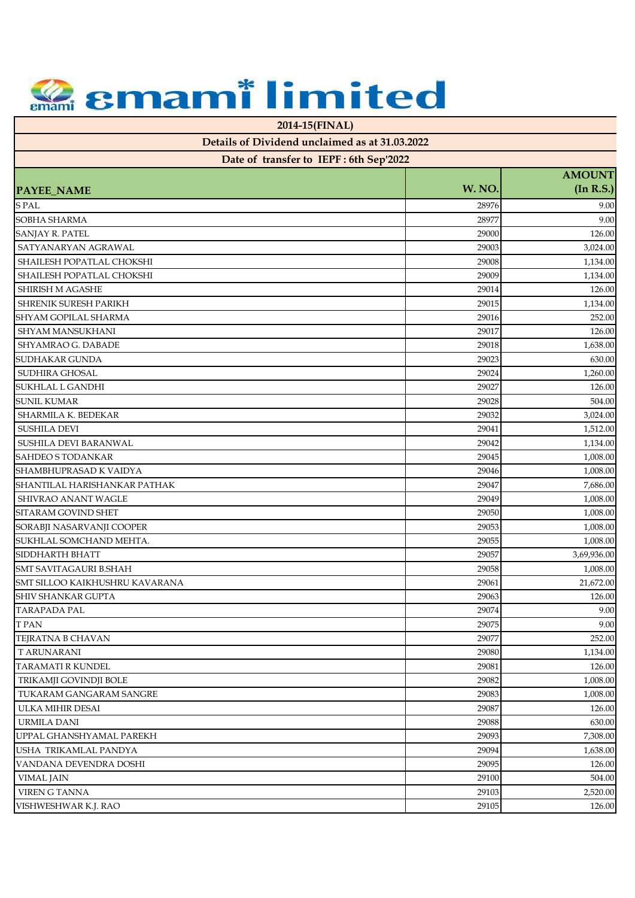# emami limited

| 2014-15(FINAL) | | |
|---|---|---|
| Details of Dividend unclaimed as at 31.03.2022 | | |
| Date of transfer to IEPF : 6th Sep'2022 | | |
| PAYEE_NAME | W. NO. | AMOUNT (In R.S.) |
| S PAL | 28976 | 9.00 |
| SOBHA SHARMA | 28977 | 9.00 |
| SANJAY R. PATEL | 29000 | 126.00 |
| SATYANARYAN AGRAWAL | 29003 | 3,024.00 |
| SHAILESH POPATLAL CHOKSHI | 29008 | 1,134.00 |
| SHAILESH POPATLAL CHOKSHI | 29009 | 1,134.00 |
| SHIRISH M AGASHE | 29014 | 126.00 |
| SHRENIK SURESH PARIKH | 29015 | 1,134.00 |
| SHYAM GOPILAL SHARMA | 29016 | 252.00 |
| SHYAM MANSUKHANI | 29017 | 126.00 |
| SHYAMRAO G. DABADE | 29018 | 1,638.00 |
| SUDHAKAR GUNDA | 29023 | 630.00 |
| SUDHIRA GHOSAL | 29024 | 1,260.00 |
| SUKHLAL L GANDHI | 29027 | 126.00 |
| SUNIL KUMAR | 29028 | 504.00 |
| SHARMILA K. BEDEKAR | 29032 | 3,024.00 |
| SUSHILA DEVI | 29041 | 1,512.00 |
| SUSHILA DEVI BARANWAL | 29042 | 1,134.00 |
| SAHDEO S TODANKAR | 29045 | 1,008.00 |
| SHAMBHUPRASAD K VAIDYA | 29046 | 1,008.00 |
| SHANTILAL HARISHANKAR PATHAK | 29047 | 7,686.00 |
| SHIVRAO ANANT WAGLE | 29049 | 1,008.00 |
| SITARAM GOVIND SHET | 29050 | 1,008.00 |
| SORABJI NASARVANJI COOPER | 29053 | 1,008.00 |
| SUKHLAL SOMCHAND MEHTA. | 29055 | 1,008.00 |
| SIDDHARTH BHATT | 29057 | 3,69,936.00 |
| SMT SAVITAGAURI B.SHAH | 29058 | 1,008.00 |
| SMT SILLOO KAIKHUSHRU KAVARANA | 29061 | 21,672.00 |
| SHIV SHANKAR GUPTA | 29063 | 126.00 |
| TARAPADA PAL | 29074 | 9.00 |
| T PAN | 29075 | 9.00 |
| TEJRATNA B CHAVAN | 29077 | 252.00 |
| T ARUNARANI | 29080 | 1,134.00 |
| TARAMATI R KUNDEL | 29081 | 126.00 |
| TRIKAMJI GOVINDJI BOLE | 29082 | 1,008.00 |
| TUKARAM GANGARAM SANGRE | 29083 | 1,008.00 |
| ULKA MIHIR DESAI | 29087 | 126.00 |
| URMILA DANI | 29088 | 630.00 |
| UPPAL GHANSHYAMAL PAREKH | 29093 | 7,308.00 |
| USHA TRIKAMLAL PANDYA | 29094 | 1,638.00 |
| VANDANA DEVENDRA DOSHI | 29095 | 126.00 |
| VIMAL JAIN | 29100 | 504.00 |
| VIREN G TANNA | 29103 | 2,520.00 |
| VISHWESHWAR K.J. RAO | 29105 | 126.00 |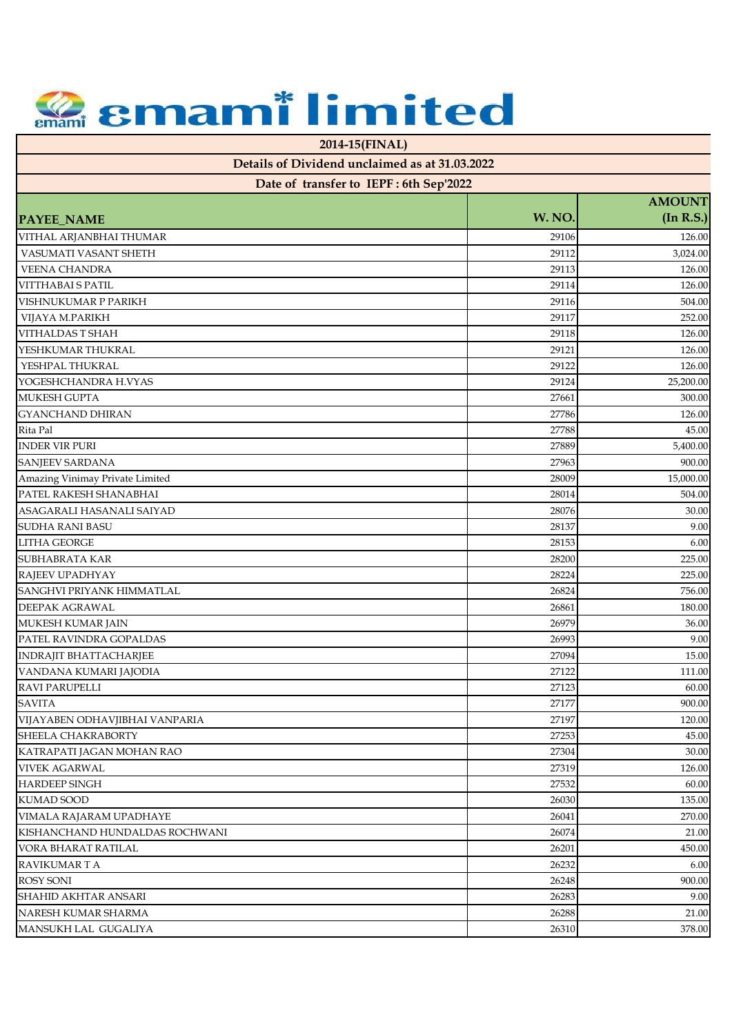# emami limited

**2014-15(FINAL)**

**Details of Dividend unclaimed as at 31.03.2022**

**Date of transfer to IEPF : 6th Sep'2022**

| PAYEE_NAME | W. NO. | AMOUNT (In R.S.) |
|---|---|---|
| VITHAL ARJANBHAI THUMAR | 29106 | 126.00 |
| VASUMATI VASANT SHETH | 29112 | 3,024.00 |
| VEENA CHANDRA | 29113 | 126.00 |
| VITTHABAI S PATIL | 29114 | 126.00 |
| VISHNUKUMAR P PARIKH | 29116 | 504.00 |
| VIJAYA M.PARIKH | 29117 | 252.00 |
| VITHALDAS T SHAH | 29118 | 126.00 |
| YESHKUMAR THUKRAL | 29121 | 126.00 |
| YESHPAL THUKRAL | 29122 | 126.00 |
| YOGESHCHANDRA H.VYAS | 29124 | 25,200.00 |
| MUKESH GUPTA | 27661 | 300.00 |
| GYANCHAND DHIRAN | 27786 | 126.00 |
| Rita Pal | 27788 | 45.00 |
| INDER VIR PURI | 27889 | 5,400.00 |
| SANJEEV SARDANA | 27963 | 900.00 |
| Amazing Vinimay Private Limited | 28009 | 15,000.00 |
| PATEL RAKESH SHANABHAI | 28014 | 504.00 |
| ASAGARALI HASANALI SAIYAD | 28076 | 30.00 |
| SUDHA RANI BASU | 28137 | 9.00 |
| LITHA GEORGE | 28153 | 6.00 |
| SUBHABRATA KAR | 28200 | 225.00 |
| RAJEEV UPADHYAY | 28224 | 225.00 |
| SANGHVI PRIYANK HIMMATLAL | 26824 | 756.00 |
| DEEPAK AGRAWAL | 26861 | 180.00 |
| MUKESH KUMAR JAIN | 26979 | 36.00 |
| PATEL RAVINDRA GOPALDAS | 26993 | 9.00 |
| INDRAJIT BHATTACHARJEE | 27094 | 15.00 |
| VANDANA KUMARI JAJODIA | 27122 | 111.00 |
| RAVI PARUPELLI | 27123 | 60.00 |
| SAVITA | 27177 | 900.00 |
| VIJAYABEN ODHAVJIBHAI VANPARIA | 27197 | 120.00 |
| SHEELA CHAKRABORTY | 27253 | 45.00 |
| KATRAPATI JAGAN MOHAN RAO | 27304 | 30.00 |
| VIVEK AGARWAL | 27319 | 126.00 |
| HARDEEP SINGH | 27532 | 60.00 |
| KUMAD SOOD | 26030 | 135.00 |
| VIMALA RAJARAM UPADHAYE | 26041 | 270.00 |
| KISHANCHAND HUNDALDAS ROCHWANI | 26074 | 21.00 |
| VORA BHARAT RATILAL | 26201 | 450.00 |
| RAVIKUMAR T A | 26232 | 6.00 |
| ROSY SONI | 26248 | 900.00 |
| SHAHID AKHTAR ANSARI | 26283 | 9.00 |
| NARESH KUMAR SHARMA | 26288 | 21.00 |
| MANSUKH LAL GUGALIYA | 26310 | 378.00 |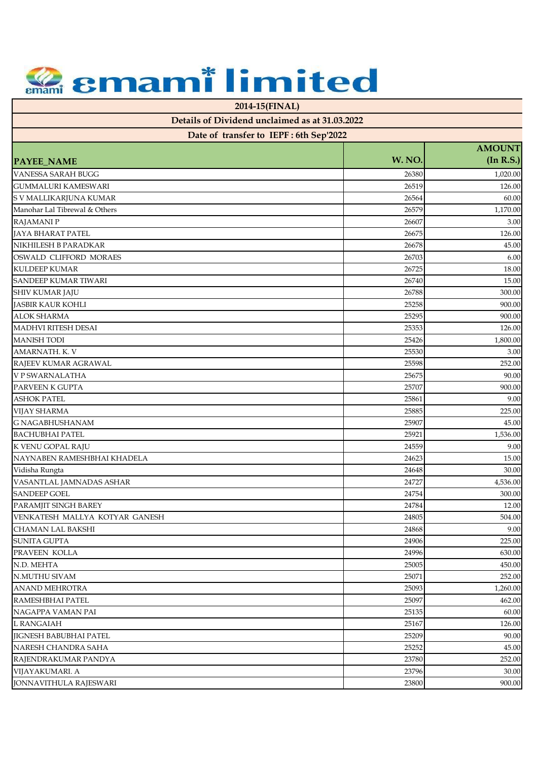# emami limited

## 2014-15(FINAL)

### Details of Dividend unclaimed as at 31.03.2022

### Date of transfer to IEPF : 6th Sep'2022

| PAYEE_NAME | W. NO. | AMOUNT (In R.S.) |
|---|---|---|
| VANESSA SARAH BUGG | 26380 | 1,020.00 |
| GUMMALURI KAMESWARI | 26519 | 126.00 |
| S V MALLIKARJUNA KUMAR | 26564 | 60.00 |
| Manohar Lal Tibrewal & Others | 26579 | 1,170.00 |
| RAJAMANI P | 26607 | 3.00 |
| JAYA BHARAT PATEL | 26675 | 126.00 |
| NIKHILESH B PARADKAR | 26678 | 45.00 |
| OSWALD CLIFFORD MORAES | 26703 | 6.00 |
| KULDEEP KUMAR | 26725 | 18.00 |
| SANDEEP KUMAR TIWARI | 26740 | 15.00 |
| SHIV KUMAR JAJU | 26788 | 300.00 |
| JASBIR KAUR KOHLI | 25258 | 900.00 |
| ALOK SHARMA | 25295 | 900.00 |
| MADHVI RITESH DESAI | 25353 | 126.00 |
| MANISH TODI | 25426 | 1,800.00 |
| AMARNATH. K. V | 25530 | 3.00 |
| RAJEEV KUMAR AGRAWAL | 25598 | 252.00 |
| V P SWARNALATHA | 25675 | 90.00 |
| PARVEEN K GUPTA | 25707 | 900.00 |
| ASHOK PATEL | 25861 | 9.00 |
| VIJAY SHARMA | 25885 | 225.00 |
| G NAGABHUSHANAM | 25907 | 45.00 |
| BACHUBHAI PATEL | 25921 | 1,536.00 |
| K VENU GOPAL RAJU | 24559 | 9.00 |
| NAYNABEN RAMESHBHAI KHADELA | 24623 | 15.00 |
| Vidisha Rungta | 24648 | 30.00 |
| VASANTLAL JAMNADAS ASHAR | 24727 | 4,536.00 |
| SANDEEP GOEL | 24754 | 300.00 |
| PARAMJIT SINGH BAREY | 24784 | 12.00 |
| VENKATESH MALLYA KOTYAR GANESH | 24805 | 504.00 |
| CHAMAN LAL BAKSHI | 24868 | 9.00 |
| SUNITA GUPTA | 24906 | 225.00 |
| PRAVEEN KOLLA | 24996 | 630.00 |
| N.D. MEHTA | 25005 | 450.00 |
| N.MUTHU SIVAM | 25071 | 252.00 |
| ANAND MEHROTRA | 25093 | 1,260.00 |
| RAMESHBHAI PATEL | 25097 | 462.00 |
| NAGAPPA VAMAN PAI | 25135 | 60.00 |
| L RANGAIAH | 25167 | 126.00 |
| JIGNESH BABUBHAI PATEL | 25209 | 90.00 |
| NARESH CHANDRA SAHA | 25252 | 45.00 |
| RAJENDRAKUMAR PANDYA | 23780 | 252.00 |
| VIJAYAKUMARI. A | 23796 | 30.00 |
| JONNAVITHULA RAJESWARI | 23800 | 900.00 |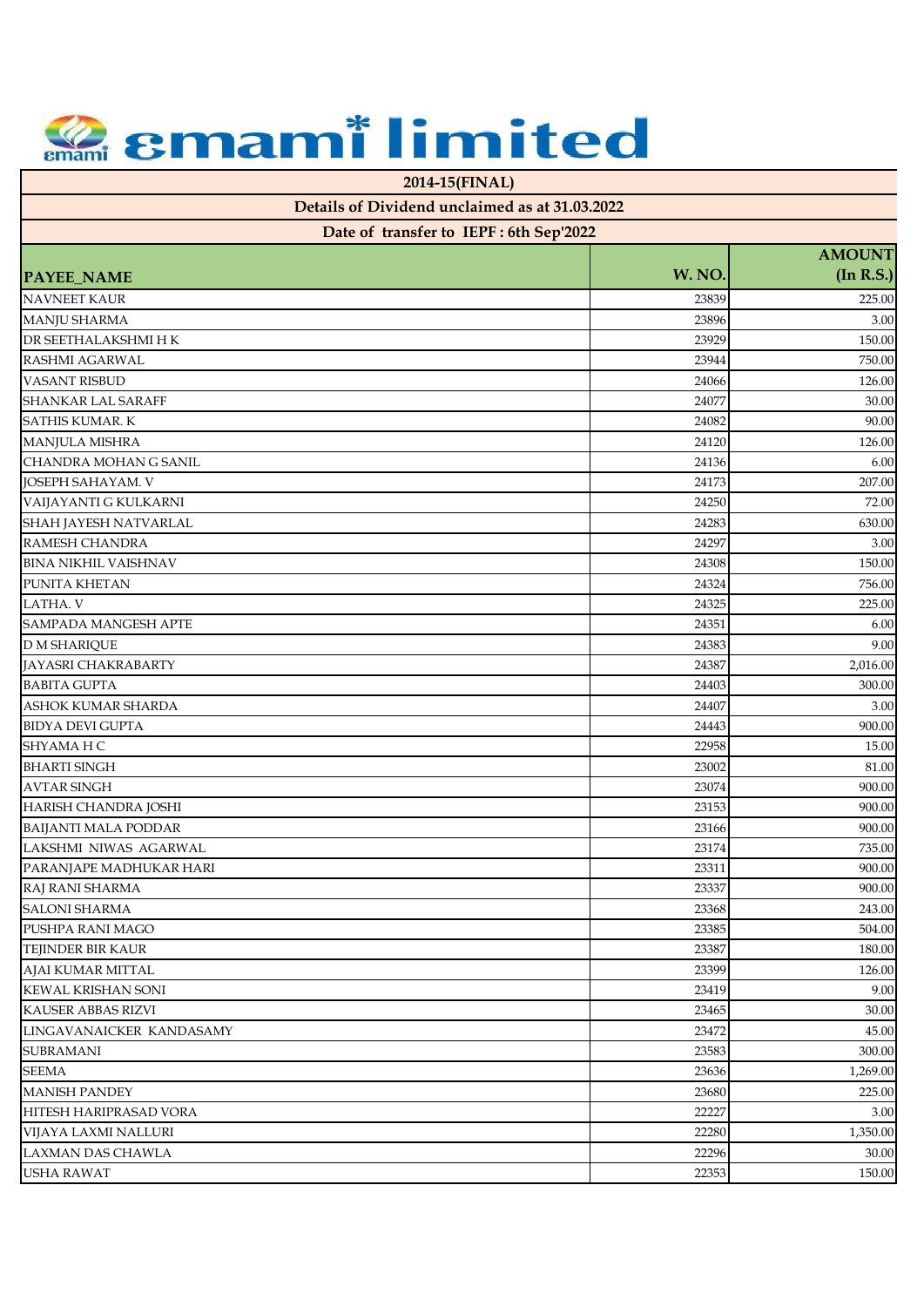# emami limited

**2014-15(FINAL)**

**Details of Dividend unclaimed as at 31.03.2022**

**Date of transfer to IEPF : 6th Sep'2022**

| PAYEE_NAME | W. NO. | AMOUNT (In R.S.) |
|---|---|---|
| NAVNEET KAUR | 23839 | 225.00 |
| MANJU SHARMA | 23896 | 3.00 |
| DR SEETHALAKSHMI H K | 23929 | 150.00 |
| RASHMI AGARWAL | 23944 | 750.00 |
| VASANT RISBUD | 24066 | 126.00 |
| SHANKAR LAL SARAFF | 24077 | 30.00 |
| SATHIS KUMAR. K | 24082 | 90.00 |
| MANJULA MISHRA | 24120 | 126.00 |
| CHANDRA MOHAN G SANIL | 24136 | 6.00 |
| JOSEPH SAHAYAM. V | 24173 | 207.00 |
| VAIJAYANTI G KULKARNI | 24250 | 72.00 |
| SHAH JAYESH NATVARLAL | 24283 | 630.00 |
| RAMESH CHANDRA | 24297 | 3.00 |
| BINA NIKHIL VAISHNAV | 24308 | 150.00 |
| PUNITA KHETAN | 24324 | 756.00 |
| LATHA. V | 24325 | 225.00 |
| SAMPADA MANGESH APTE | 24351 | 6.00 |
| D M SHARIQUE | 24383 | 9.00 |
| JAYASRI CHAKRABARTY | 24387 | 2,016.00 |
| BABITA GUPTA | 24403 | 300.00 |
| ASHOK KUMAR SHARDA | 24407 | 3.00 |
| BIDYA DEVI GUPTA | 24443 | 900.00 |
| SHYAMA H C | 22958 | 15.00 |
| BHARTI SINGH | 23002 | 81.00 |
| AVTAR SINGH | 23074 | 900.00 |
| HARISH CHANDRA JOSHI | 23153 | 900.00 |
| BAIJANTI MALA PODDAR | 23166 | 900.00 |
| LAKSHMI NIWAS AGARWAL | 23174 | 735.00 |
| PARANJAPE MADHUKAR HARI | 23311 | 900.00 |
| RAJ RANI SHARMA | 23337 | 900.00 |
| SALONI SHARMA | 23368 | 243.00 |
| PUSHPA RANI MAGO | 23385 | 504.00 |
| TEJINDER BIR KAUR | 23387 | 180.00 |
| AJAI KUMAR MITTAL | 23399 | 126.00 |
| KEWAL KRISHAN SONI | 23419 | 9.00 |
| KAUSER ABBAS RIZVI | 23465 | 30.00 |
| LINGAVANAICKER KANDASAMY | 23472 | 45.00 |
| SUBRAMANI | 23583 | 300.00 |
| SEEMA | 23636 | 1,269.00 |
| MANISH PANDEY | 23680 | 225.00 |
| HITESH HARIPRASAD VORA | 22227 | 3.00 |
| VIJAYA LAXMI NALLURI | 22280 | 1,350.00 |
| LAXMAN DAS CHAWLA | 22296 | 30.00 |
| USHA RAWAT | 22353 | 150.00 |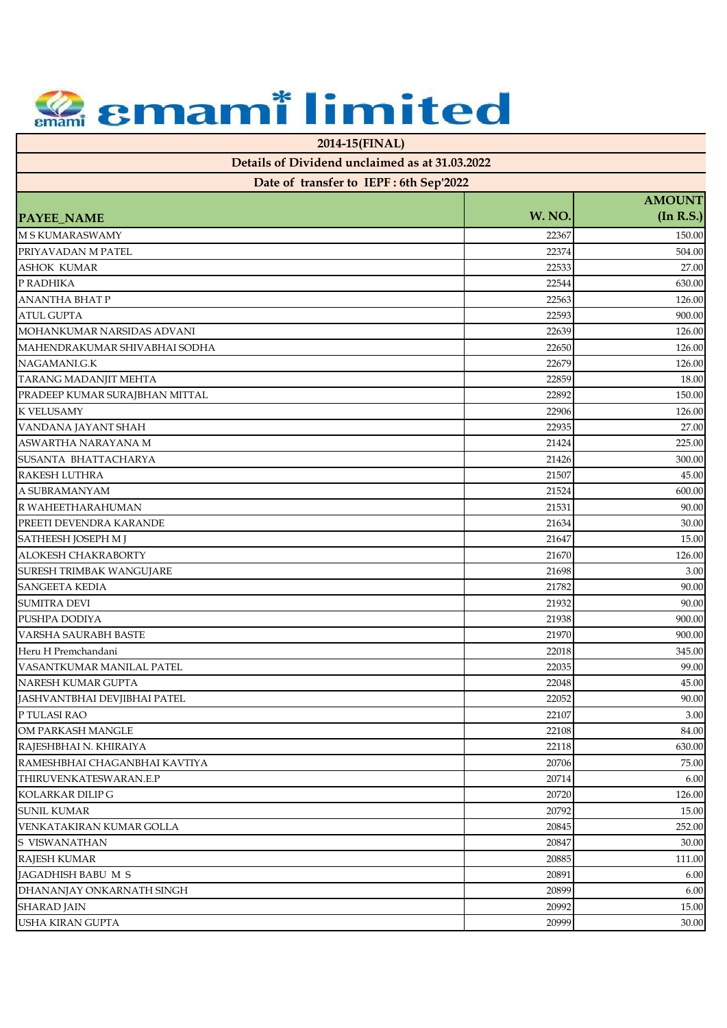# emami limited

## 2014-15(FINAL)

### Details of Dividend unclaimed as at 31.03.2022

### Date of transfer to IEPF : 6th Sep'2022

| PAYEE_NAME | W. NO. | AMOUNT (In R.S.) |
|---|---|---|
| M S KUMARASWAMY | 22367 | 150.00 |
| PRIYAVADAN M PATEL | 22374 | 504.00 |
| ASHOK KUMAR | 22533 | 27.00 |
| P RADHIKA | 22544 | 630.00 |
| ANANTHA BHAT P | 22563 | 126.00 |
| ATUL GUPTA | 22593 | 900.00 |
| MOHANKUMAR NARSIDAS ADVANI | 22639 | 126.00 |
| MAHENDRAKUMAR SHIVABHAI SODHA | 22650 | 126.00 |
| NAGAMANI.G.K | 22679 | 126.00 |
| TARANG MADANJIT MEHTA | 22859 | 18.00 |
| PRADEEP KUMAR SURAJBHAN MITTAL | 22892 | 150.00 |
| K VELUSAMY | 22906 | 126.00 |
| VANDANA JAYANT SHAH | 22935 | 27.00 |
| ASWARTHA NARAYANA M | 21424 | 225.00 |
| SUSANTA BHATTACHARYA | 21426 | 300.00 |
| RAKESH LUTHRA | 21507 | 45.00 |
| A SUBRAMANYAM | 21524 | 600.00 |
| R WAHEETHARAHUMAN | 21531 | 90.00 |
| PREETI DEVENDRA KARANDE | 21634 | 30.00 |
| SATHEESH JOSEPH M J | 21647 | 15.00 |
| ALOKESH CHAKRABORTY | 21670 | 126.00 |
| SURESH TRIMBAK WANGUJARE | 21698 | 3.00 |
| SANGEETA KEDIA | 21782 | 90.00 |
| SUMITRA DEVI | 21932 | 90.00 |
| PUSHPA DODIYA | 21938 | 900.00 |
| VARSHA SAURABH BASTE | 21970 | 900.00 |
| Heru H Premchandani | 22018 | 345.00 |
| VASANTKUMAR MANILAL PATEL | 22035 | 99.00 |
| NARESH KUMAR GUPTA | 22048 | 45.00 |
| JASHVANTBHAI DEVJIBHAI PATEL | 22052 | 90.00 |
| P TULASI RAO | 22107 | 3.00 |
| OM PARKASH MANGLE | 22108 | 84.00 |
| RAJESHBHAI N. KHIRAIYA | 22118 | 630.00 |
| RAMESHBHAI CHAGANBHAI KAVTIYA | 20706 | 75.00 |
| THIRUVENKATESWARAN.E.P | 20714 | 6.00 |
| KOLARKAR DILIP G | 20720 | 126.00 |
| SUNIL KUMAR | 20792 | 15.00 |
| VENKATAKIRAN KUMAR GOLLA | 20845 | 252.00 |
| S VISWANATHAN | 20847 | 30.00 |
| RAJESH KUMAR | 20885 | 111.00 |
| JAGADHISH BABU M S | 20891 | 6.00 |
| DHANANJAY ONKARNATH SINGH | 20899 | 6.00 |
| SHARAD JAIN | 20992 | 15.00 |
| USHA KIRAN GUPTA | 20999 | 30.00 |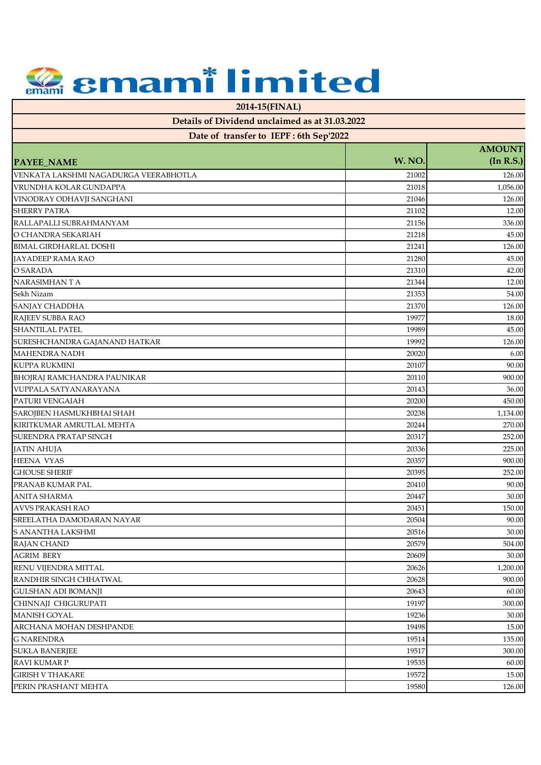# emami limited

| 2014-15(FINAL) | | |
|---|---|---|
| Details of Dividend unclaimed as at 31.03.2022 | | |
| Date of transfer to IEPF : 6th Sep'2022 | | |
| PAYEE_NAME | W. NO. | AMOUNT (In R.S.) |
| VENKATA LAKSHMI NAGADURGA VEERABHOTLA | 21002 | 126.00 |
| VRUNDHA KOLAR GUNDAPPA | 21018 | 1,056.00 |
| VINODRAY ODHAVJI SANGHANI | 21046 | 126.00 |
| SHERRY PATRA | 21102 | 12.00 |
| RALLAPALLI SUBRAHMANYAM | 21156 | 336.00 |
| O CHANDRA SEKARIAH | 21218 | 45.00 |
| BIMAL GIRDHARLAL DOSHI | 21241 | 126.00 |
| JAYADEEP RAMA RAO | 21280 | 45.00 |
| O SARADA | 21310 | 42.00 |
| NARASIMHAN T A | 21344 | 12.00 |
| Sekh Nizam | 21353 | 54.00 |
| SANJAY CHADDHA | 21370 | 126.00 |
| RAJEEV SUBBA RAO | 19977 | 18.00 |
| SHANTILAL PATEL | 19989 | 45.00 |
| SURESHCHANDRA GAJANAND HATKAR | 19992 | 126.00 |
| MAHENDRA NADH | 20020 | 6.00 |
| KUPPA RUKMINI | 20107 | 90.00 |
| BHOJRAJ RAMCHANDRA PAUNIKAR | 20110 | 900.00 |
| VUPPALA SATYANARAYANA | 20143 | 36.00 |
| PATURI VENGAIAH | 20200 | 450.00 |
| SAROJBEN HASMUKHBHAI SHAH | 20238 | 1,134.00 |
| KIRITKUMAR AMRUTLAL MEHTA | 20244 | 270.00 |
| SURENDRA PRATAP SINGH | 20317 | 252.00 |
| JATIN AHUJA | 20336 | 225.00 |
| HEENA VYAS | 20357 | 900.00 |
| GHOUSE SHERIF | 20395 | 252.00 |
| PRANAB KUMAR PAL | 20410 | 90.00 |
| ANITA SHARMA | 20447 | 30.00 |
| AVVS PRAKASH RAO | 20451 | 150.00 |
| SREELATHA DAMODARAN NAYAR | 20504 | 90.00 |
| S ANANTHA LAKSHMI | 20516 | 30.00 |
| RAJAN CHAND | 20579 | 504.00 |
| AGRIM BERY | 20609 | 30.00 |
| RENU VIJENDRA MITTAL | 20626 | 1,200.00 |
| RANDHIR SINGH CHHATWAL | 20628 | 900.00 |
| GULSHAN ADI BOMANJI | 20643 | 60.00 |
| CHINNAJI CHIGURUPATI | 19197 | 300.00 |
| MANISH GOYAL | 19236 | 30.00 |
| ARCHANA MOHAN DESHPANDE | 19498 | 15.00 |
| G NARENDRA | 19514 | 135.00 |
| SUKLA BANERJEE | 19517 | 300.00 |
| RAVI KUMAR P | 19535 | 60.00 |
| GIRISH V THAKARE | 19572 | 15.00 |
| PERIN PRASHANT MEHTA | 19580 | 126.00 |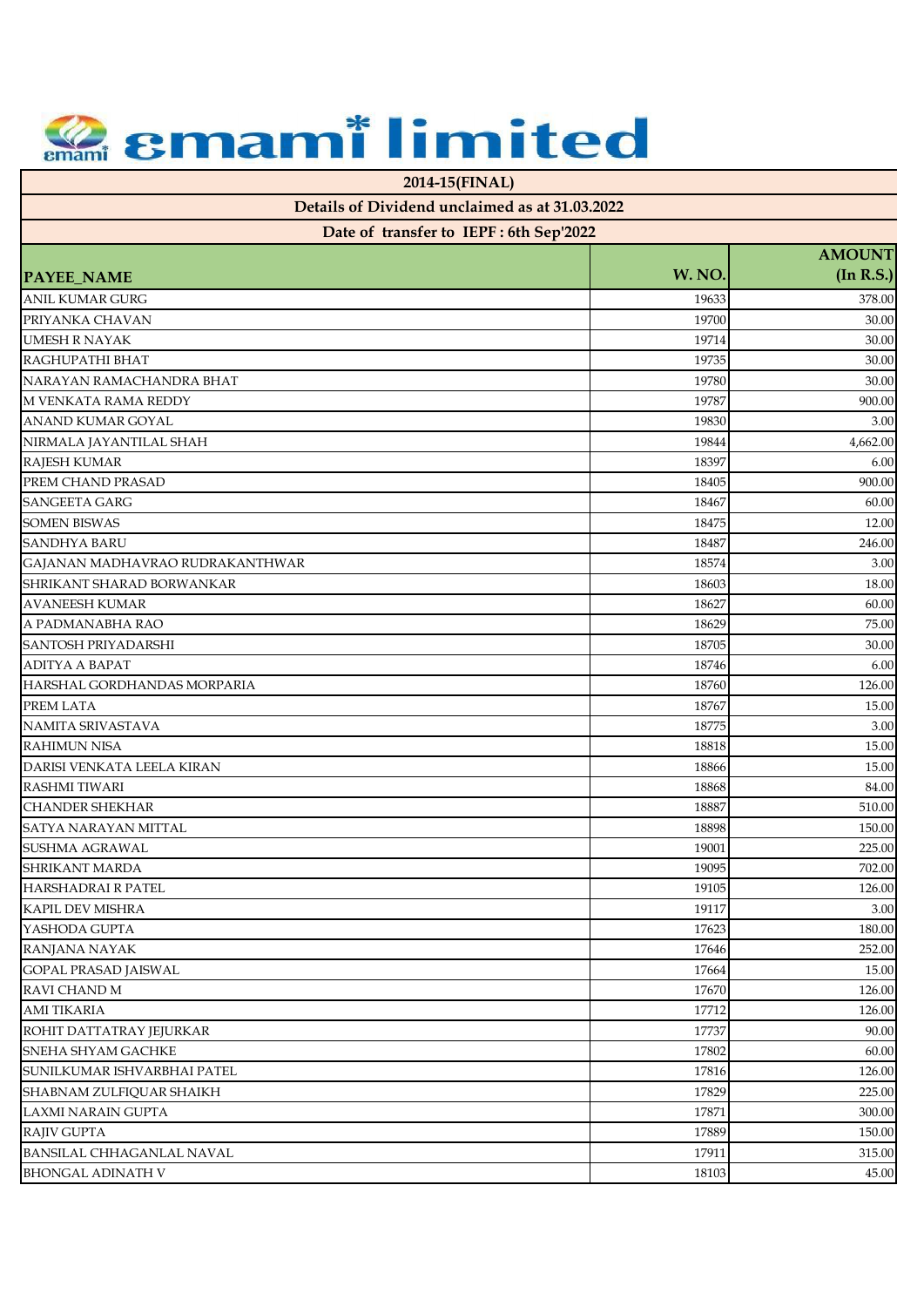# emami limited

| 2014-15(FINAL) | | |
|---|---|---|
| Details of Dividend unclaimed as at 31.03.2022 | | |
| Date of transfer to IEPF : 6th Sep'2022 | | |
| **PAYEE_NAME** | **W. NO.** | **AMOUNT (In R.S.)** |
| ANIL KUMAR GURG | 19633 | 378.00 |
| PRIYANKA CHAVAN | 19700 | 30.00 |
| UMESH R NAYAK | 19714 | 30.00 |
| RAGHUPATHI BHAT | 19735 | 30.00 |
| NARAYAN RAMACHANDRA BHAT | 19780 | 30.00 |
| M VENKATA RAMA REDDY | 19787 | 900.00 |
| ANAND KUMAR GOYAL | 19830 | 3.00 |
| NIRMALA JAYANTILAL SHAH | 19844 | 4,662.00 |
| RAJESH KUMAR | 18397 | 6.00 |
| PREM CHAND PRASAD | 18405 | 900.00 |
| SANGEETA GARG | 18467 | 60.00 |
| SOMEN BISWAS | 18475 | 12.00 |
| SANDHYA BARU | 18487 | 246.00 |
| GAJANAN MADHAVRAO RUDRAKANTHWAR | 18574 | 3.00 |
| SHRIKANT SHARAD BORWANKAR | 18603 | 18.00 |
| AVANEESH KUMAR | 18627 | 60.00 |
| A PADMANABHA RAO | 18629 | 75.00 |
| SANTOSH PRIYADARSHI | 18705 | 30.00 |
| ADITYA A BAPAT | 18746 | 6.00 |
| HARSHAL GORDHANDAS MORPARIA | 18760 | 126.00 |
| PREM LATA | 18767 | 15.00 |
| NAMITA SRIVASTAVA | 18775 | 3.00 |
| RAHIMUN NISA | 18818 | 15.00 |
| DARISI VENKATA LEELA KIRAN | 18866 | 15.00 |
| RASHMI TIWARI | 18868 | 84.00 |
| CHANDER SHEKHAR | 18887 | 510.00 |
| SATYA NARAYAN MITTAL | 18898 | 150.00 |
| SUSHMA AGRAWAL | 19001 | 225.00 |
| SHRIKANT MARDA | 19095 | 702.00 |
| HARSHADRAI R PATEL | 19105 | 126.00 |
| KAPIL DEV MISHRA | 19117 | 3.00 |
| YASHODA GUPTA | 17623 | 180.00 |
| RANJANA NAYAK | 17646 | 252.00 |
| GOPAL PRASAD JAISWAL | 17664 | 15.00 |
| RAVI CHAND M | 17670 | 126.00 |
| AMI TIKARIA | 17712 | 126.00 |
| ROHIT DATTATRAY JEJURKAR | 17737 | 90.00 |
| SNEHA SHYAM GACHKE | 17802 | 60.00 |
| SUNILKUMAR ISHVARBHAI PATEL | 17816 | 126.00 |
| SHABNAM ZULFIQUAR SHAIKH | 17829 | 225.00 |
| LAXMI NARAIN GUPTA | 17871 | 300.00 |
| RAJIV GUPTA | 17889 | 150.00 |
| BANSILAL CHHAGANLAL NAVAL | 17911 | 315.00 |
| BHONGAL ADINATH V | 18103 | 45.00 |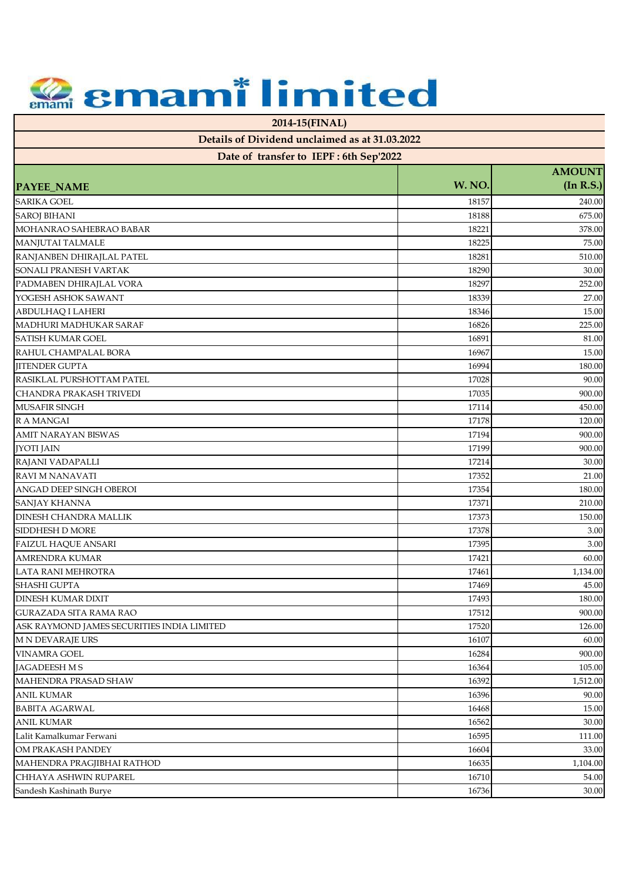# emami limited

**2014-15(FINAL)**

**Details of Dividend unclaimed as at 31.03.2022**

**Date of transfer to IEPF : 6th Sep'2022**

| PAYEE_NAME | W. NO. | AMOUNT (In R.S.) |
|---|---|---|
| SARIKA GOEL | 18157 | 240.00 |
| SAROJ BIHANI | 18188 | 675.00 |
| MOHANRAO SAHEBRAO BABAR | 18221 | 378.00 |
| MANJUTAI TALMALE | 18225 | 75.00 |
| RANJANBEN DHIRAJLAL PATEL | 18281 | 510.00 |
| SONALI PRANESH VARTAK | 18290 | 30.00 |
| PADMABEN DHIRAJLAL VORA | 18297 | 252.00 |
| YOGESH ASHOK SAWANT | 18339 | 27.00 |
| ABDULHAQ I LAHERI | 18346 | 15.00 |
| MADHURI MADHUKAR SARAF | 16826 | 225.00 |
| SATISH KUMAR GOEL | 16891 | 81.00 |
| RAHUL CHAMPALAL BORA | 16967 | 15.00 |
| JITENDER GUPTA | 16994 | 180.00 |
| RASIKLAL PURSHOTTAM PATEL | 17028 | 90.00 |
| CHANDRA PRAKASH TRIVEDI | 17035 | 900.00 |
| MUSAFIR SINGH | 17114 | 450.00 |
| R A MANGAI | 17178 | 120.00 |
| AMIT NARAYAN BISWAS | 17194 | 900.00 |
| JYOTI JAIN | 17199 | 900.00 |
| RAJANI VADAPALLI | 17214 | 30.00 |
| RAVI M NANAVATI | 17352 | 21.00 |
| ANGAD DEEP SINGH OBEROI | 17354 | 180.00 |
| SANJAY KHANNA | 17371 | 210.00 |
| DINESH CHANDRA MALLIK | 17373 | 150.00 |
| SIDDHESH D MORE | 17378 | 3.00 |
| FAIZUL HAQUE ANSARI | 17395 | 3.00 |
| AMRENDRA KUMAR | 17421 | 60.00 |
| LATA RANI MEHROTRA | 17461 | 1,134.00 |
| SHASHI GUPTA | 17469 | 45.00 |
| DINESH KUMAR DIXIT | 17493 | 180.00 |
| GURAZADA SITA RAMA RAO | 17512 | 900.00 |
| ASK RAYMOND JAMES SECURITIES INDIA LIMITED | 17520 | 126.00 |
| M N DEVARAJE URS | 16107 | 60.00 |
| VINAMRA GOEL | 16284 | 900.00 |
| JAGADEESH M S | 16364 | 105.00 |
| MAHENDRA PRASAD SHAW | 16392 | 1,512.00 |
| ANIL KUMAR | 16396 | 90.00 |
| BABITA AGARWAL | 16468 | 15.00 |
| ANIL KUMAR | 16562 | 30.00 |
| Lalit Kamalkumar Ferwani | 16595 | 111.00 |
| OM PRAKASH PANDEY | 16604 | 33.00 |
| MAHENDRA PRAGJIBHAI RATHOD | 16635 | 1,104.00 |
| CHHAYA ASHWIN RUPAREL | 16710 | 54.00 |
| Sandesh Kashinath Burye | 16736 | 30.00 |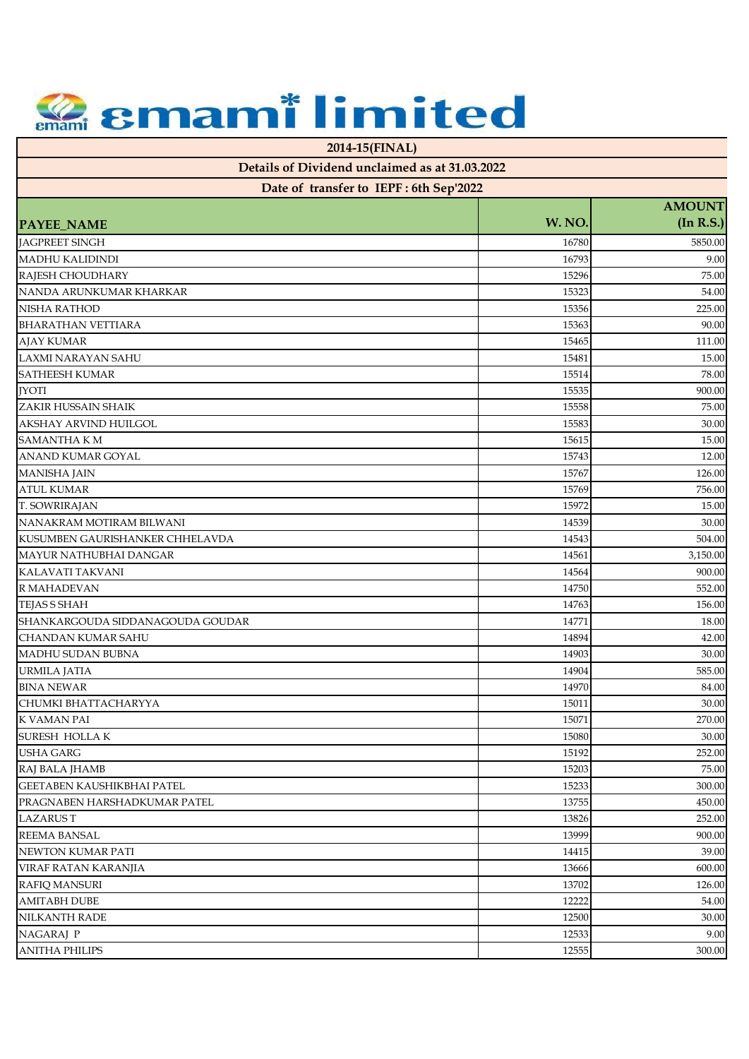# emami limited

## 2014-15(FINAL)

### Details of Dividend unclaimed as at 31.03.2022

### Date of transfer to IEPF : 6th Sep'2022

| PAYEE_NAME | W. NO. | AMOUNT (In R.S.) |
|---|---|---|
| JAGPREET SINGH | 16780 | 5850.00 |
| MADHU KALIDINDI | 16793 | 9.00 |
| RAJESH CHOUDHARY | 15296 | 75.00 |
| NANDA ARUNKUMAR KHARKAR | 15323 | 54.00 |
| NISHA RATHOD | 15356 | 225.00 |
| BHARATHAN VETTIARA | 15363 | 90.00 |
| AJAY KUMAR | 15465 | 111.00 |
| LAXMI NARAYAN SAHU | 15481 | 15.00 |
| SATHEESH KUMAR | 15514 | 78.00 |
| JYOTI | 15535 | 900.00 |
| ZAKIR HUSSAIN SHAIK | 15558 | 75.00 |
| AKSHAY ARVIND HUILGOL | 15583 | 30.00 |
| SAMANTHA K M | 15615 | 15.00 |
| ANAND KUMAR GOYAL | 15743 | 12.00 |
| MANISHA JAIN | 15767 | 126.00 |
| ATUL KUMAR | 15769 | 756.00 |
| T. SOWRIRAJAN | 15972 | 15.00 |
| NANAKRAM MOTIRAM BILWANI | 14539 | 30.00 |
| KUSUMBEN GAURISHANKER CHHELAVDA | 14543 | 504.00 |
| MAYUR NATHUBHAI DANGAR | 14561 | 3,150.00 |
| KALAVATI TAKVANI | 14564 | 900.00 |
| R MAHADEVAN | 14750 | 552.00 |
| TEJAS S SHAH | 14763 | 156.00 |
| SHANKARGOUDA SIDDANAGOUDA GOUDAR | 14771 | 18.00 |
| CHANDAN KUMAR SAHU | 14894 | 42.00 |
| MADHU SUDAN BUBNA | 14903 | 30.00 |
| URMILA JATIA | 14904 | 585.00 |
| BINA NEWAR | 14970 | 84.00 |
| CHUMKI BHATTACHARYYA | 15011 | 30.00 |
| K VAMAN PAI | 15071 | 270.00 |
| SURESH HOLLA K | 15080 | 30.00 |
| USHA GARG | 15192 | 252.00 |
| RAJ BALA JHAMB | 15203 | 75.00 |
| GEETABEN KAUSHIKBHAI PATEL | 15233 | 300.00 |
| PRAGNABEN HARSHADKUMAR PATEL | 13755 | 450.00 |
| LAZARUS T | 13826 | 252.00 |
| REEMA BANSAL | 13999 | 900.00 |
| NEWTON KUMAR PATI | 14415 | 39.00 |
| VIRAF RATAN KARANJIA | 13666 | 600.00 |
| RAFIQ MANSURI | 13702 | 126.00 |
| AMITABH DUBE | 12222 | 54.00 |
| NILKANTH RADE | 12500 | 30.00 |
| NAGARAJ P | 12533 | 9.00 |
| ANITHA PHILIPS | 12555 | 300.00 |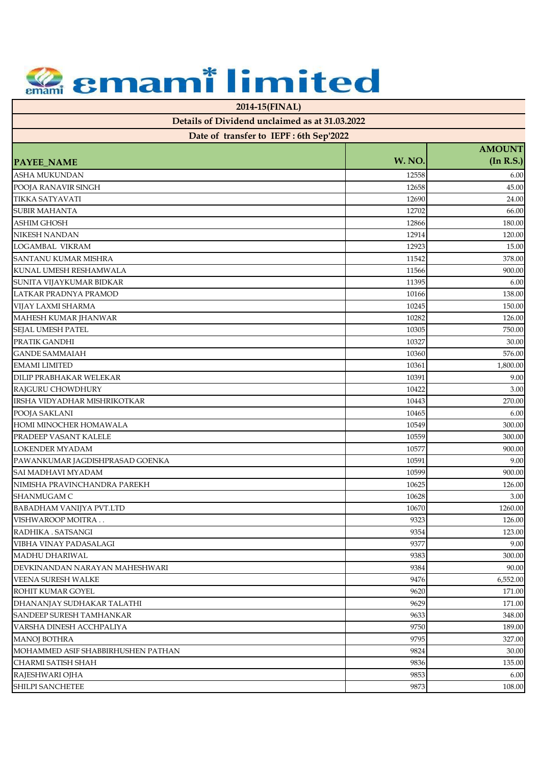# emami limited

| 2014-15(FINAL) | | |
|---|---|---|
| Details of Dividend unclaimed as at 31.03.2022 | | |
| Date of transfer to IEPF : 6th Sep'2022 | | |
| **PAYEE_NAME** | **W. NO.** | **AMOUNT (In R.S.)** |
| ASHA MUKUNDAN | 12558 | 6.00 |
| POOJA RANAVIR SINGH | 12658 | 45.00 |
| TIKKA SATYAVATI | 12690 | 24.00 |
| SUBIR MAHANTA | 12702 | 66.00 |
| ASHIM GHOSH | 12866 | 180.00 |
| NIKESH NANDAN | 12914 | 120.00 |
| LOGAMBAL VIKRAM | 12923 | 15.00 |
| SANTANU KUMAR MISHRA | 11542 | 378.00 |
| KUNAL UMESH RESHAMWALA | 11566 | 900.00 |
| SUNITA VIJAYKUMAR BIDKAR | 11395 | 6.00 |
| LATKAR PRADNYA PRAMOD | 10166 | 138.00 |
| VIJAY LAXMI SHARMA | 10245 | 150.00 |
| MAHESH KUMAR JHANWAR | 10282 | 126.00 |
| SEJAL UMESH PATEL | 10305 | 750.00 |
| PRATIK GANDHI | 10327 | 30.00 |
| GANDE SAMMAIAH | 10360 | 576.00 |
| EMAMI LIMITED | 10361 | 1,800.00 |
| DILIP PRABHAKAR WELEKAR | 10391 | 9.00 |
| RAJGURU CHOWDHURY | 10422 | 3.00 |
| IRSHA VIDYADHAR MISHRIKOTKAR | 10443 | 270.00 |
| POOJA SAKLANI | 10465 | 6.00 |
| HOMI MINOCHER HOMAWALA | 10549 | 300.00 |
| PRADEEP VASANT KALELE | 10559 | 300.00 |
| LOKENDER MYADAM | 10577 | 900.00 |
| PAWANKUMAR JAGDISHPRASAD GOENKA | 10591 | 9.00 |
| SAI MADHAVI MYADAM | 10599 | 900.00 |
| NIMISHA PRAVINCHANDRA PAREKH | 10625 | 126.00 |
| SHANMUGAM C | 10628 | 3.00 |
| BABADHAM VANIJYA PVT.LTD | 10670 | 1260.00 |
| VISHWAROOP MOITRA . . | 9323 | 126.00 |
| RADHIKA . SATSANGI | 9354 | 123.00 |
| VIBHA VINAY PADASALAGI | 9377 | 9.00 |
| MADHU DHARIWAL | 9383 | 300.00 |
| DEVKINANDAN NARAYAN MAHESHWARI | 9384 | 90.00 |
| VEENA SURESH WALKE | 9476 | 6,552.00 |
| ROHIT KUMAR GOYEL | 9620 | 171.00 |
| DHANANJAY SUDHAKAR TALATHI | 9629 | 171.00 |
| SANDEEP SURESH TAMHANKAR | 9633 | 348.00 |
| VARSHA DINESH ACCHPALIYA | 9750 | 189.00 |
| MANOJ BOTHRA | 9795 | 327.00 |
| MOHAMMED ASIF SHABBIRHUSHEN PATHAN | 9824 | 30.00 |
| CHARMI SATISH SHAH | 9836 | 135.00 |
| RAJESHWARI OJHA | 9853 | 6.00 |
| SHILPI SANCHETEE | 9873 | 108.00 |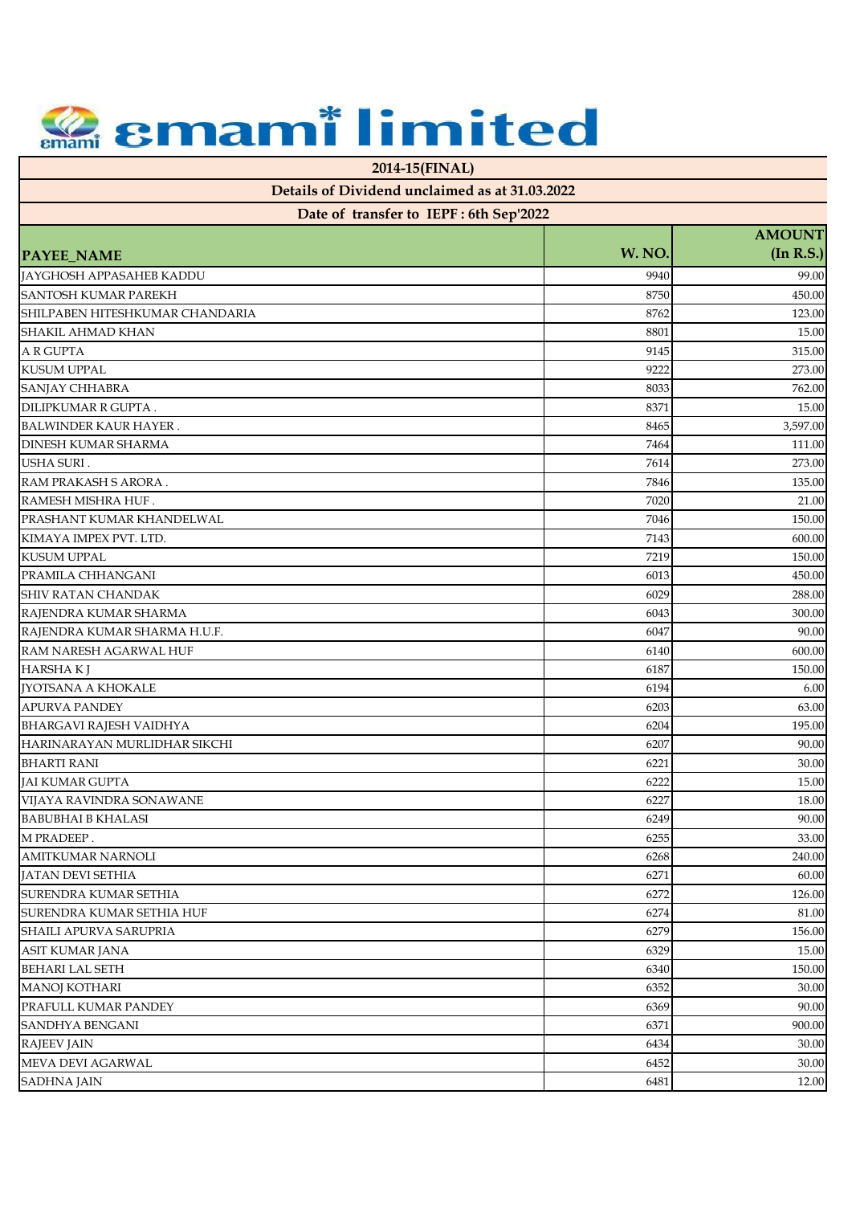# emami limited

| 2014-15(FINAL) | | |
|---|---|---|
| Details of Dividend unclaimed as at 31.03.2022 | | |
| Date of transfer to IEPF : 6th Sep'2022 | | |
| **PAYEE_NAME** | **W. NO.** | **AMOUNT (In R.S.)** |
| JAYGHOSH APPASAHEB KADDU | 9940 | 99.00 |
| SANTOSH KUMAR PAREKH | 8750 | 450.00 |
| SHILPABEN HITESHKUMAR CHANDARIA | 8762 | 123.00 |
| SHAKIL AHMAD KHAN | 8801 | 15.00 |
| A R GUPTA | 9145 | 315.00 |
| KUSUM UPPAL | 9222 | 273.00 |
| SANJAY CHHABRA | 8033 | 762.00 |
| DILIPKUMAR R GUPTA . | 8371 | 15.00 |
| BALWINDER KAUR HAYER . | 8465 | 3,597.00 |
| DINESH KUMAR SHARMA | 7464 | 111.00 |
| USHA SURI . | 7614 | 273.00 |
| RAM PRAKASH S ARORA . | 7846 | 135.00 |
| RAMESH MISHRA HUF . | 7020 | 21.00 |
| PRASHANT KUMAR KHANDELWAL | 7046 | 150.00 |
| KIMAYA IMPEX PVT. LTD. | 7143 | 600.00 |
| KUSUM UPPAL | 7219 | 150.00 |
| PRAMILA CHHANGANI | 6013 | 450.00 |
| SHIV RATAN CHANDAK | 6029 | 288.00 |
| RAJENDRA KUMAR SHARMA | 6043 | 300.00 |
| RAJENDRA KUMAR SHARMA H.U.F. | 6047 | 90.00 |
| RAM NARESH AGARWAL HUF | 6140 | 600.00 |
| HARSHA K J | 6187 | 150.00 |
| JYOTSANA A KHOKALE | 6194 | 6.00 |
| APURVA PANDEY | 6203 | 63.00 |
| BHARGAVI RAJESH VAIDHYA | 6204 | 195.00 |
| HARINARAYAN MURLIDHAR SIKCHI | 6207 | 90.00 |
| BHARTI RANI | 6221 | 30.00 |
| JAI KUMAR GUPTA | 6222 | 15.00 |
| VIJAYA RAVINDRA SONAWANE | 6227 | 18.00 |
| BABUBHAI B KHALASI | 6249 | 90.00 |
| M PRADEEP . | 6255 | 33.00 |
| AMITKUMAR NARNOLI | 6268 | 240.00 |
| JATAN DEVI SETHIA | 6271 | 60.00 |
| SURENDRA KUMAR SETHIA | 6272 | 126.00 |
| SURENDRA KUMAR SETHIA HUF | 6274 | 81.00 |
| SHAILI APURVA SARUPRIA | 6279 | 156.00 |
| ASIT KUMAR JANA | 6329 | 15.00 |
| BEHARI LAL SETH | 6340 | 150.00 |
| MANOJ KOTHARI | 6352 | 30.00 |
| PRAFULL KUMAR PANDEY | 6369 | 90.00 |
| SANDHYA BENGANI | 6371 | 900.00 |
| RAJEEV JAIN | 6434 | 30.00 |
| MEVA DEVI AGARWAL | 6452 | 30.00 |
| SADHNA JAIN | 6481 | 12.00 |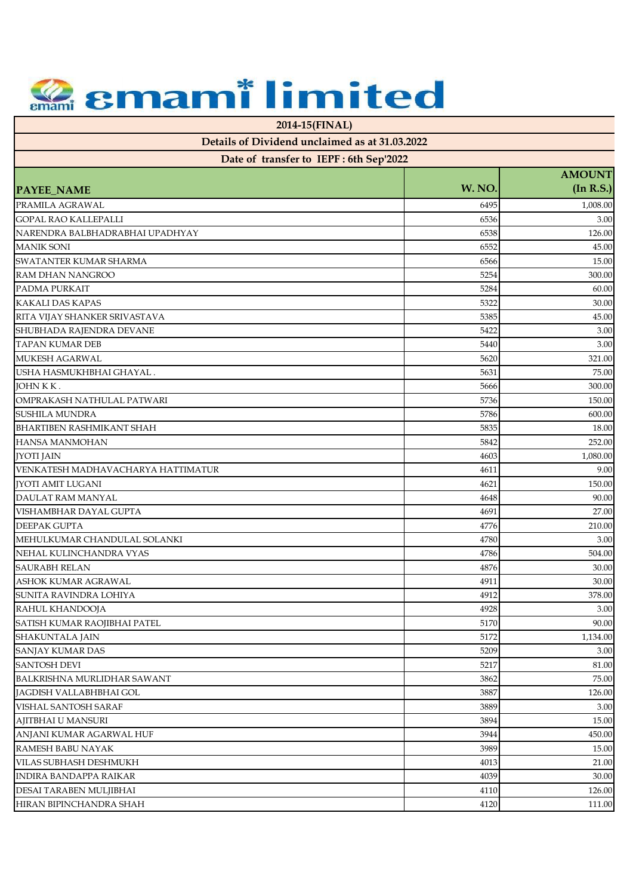# emami limited

| 2014-15(FINAL) | | |
|---|---|---|
| Details of Dividend unclaimed as at 31.03.2022 | | |
| Date of transfer to IEPF : 6th Sep'2022 | | |
| **PAYEE_NAME** | **W. NO.** | **AMOUNT (In R.S.)** |
| PRAMILA AGRAWAL | 6495 | 1,008.00 |
| GOPAL RAO KALLEPALLI | 6536 | 3.00 |
| NARENDRA BALBHADRABHAI UPADHYAY | 6538 | 126.00 |
| MANIK SONI | 6552 | 45.00 |
| SWATANTER KUMAR SHARMA | 6566 | 15.00 |
| RAM DHAN NANGROO | 5254 | 300.00 |
| PADMA PURKAIT | 5284 | 60.00 |
| KAKALI DAS KAPAS | 5322 | 30.00 |
| RITA VIJAY SHANKER SRIVASTAVA | 5385 | 45.00 |
| SHUBHADA RAJENDRA DEVANE | 5422 | 3.00 |
| TAPAN KUMAR DEB | 5440 | 3.00 |
| MUKESH AGARWAL | 5620 | 321.00 |
| USHA HASMUKHBHAI GHAYAL . | 5631 | 75.00 |
| JOHN K K . | 5666 | 300.00 |
| OMPRAKASH NATHULAL PATWARI | 5736 | 150.00 |
| SUSHILA MUNDRA | 5786 | 600.00 |
| BHARTIBEN RASHMIKANT SHAH | 5835 | 18.00 |
| HANSA MANMOHAN | 5842 | 252.00 |
| JYOTI JAIN | 4603 | 1,080.00 |
| VENKATESH MADHAVACHARYA HATTIMATUR | 4611 | 9.00 |
| JYOTI AMIT LUGANI | 4621 | 150.00 |
| DAULAT RAM MANYAL | 4648 | 90.00 |
| VISHAMBHAR DAYAL GUPTA | 4691 | 27.00 |
| DEEPAK GUPTA | 4776 | 210.00 |
| MEHULKUMAR CHANDULAL SOLANKI | 4780 | 3.00 |
| NEHAL KULINCHANDRA VYAS | 4786 | 504.00 |
| SAURABH RELAN | 4876 | 30.00 |
| ASHOK KUMAR AGRAWAL | 4911 | 30.00 |
| SUNITA RAVINDRA LOHIYA | 4912 | 378.00 |
| RAHUL KHANDOOJA | 4928 | 3.00 |
| SATISH KUMAR RAOJIBHAI PATEL | 5170 | 90.00 |
| SHAKUNTALA JAIN | 5172 | 1,134.00 |
| SANJAY KUMAR DAS | 5209 | 3.00 |
| SANTOSH DEVI | 5217 | 81.00 |
| BALKRISHNA MURLIDHAR SAWANT | 3862 | 75.00 |
| JAGDISH VALLABHBHAI GOL | 3887 | 126.00 |
| VISHAL SANTOSH SARAF | 3889 | 3.00 |
| AJITBHAI U MANSURI | 3894 | 15.00 |
| ANJANI KUMAR AGARWAL HUF | 3944 | 450.00 |
| RAMESH BABU NAYAK | 3989 | 15.00 |
| VILAS SUBHASH DESHMUKH | 4013 | 21.00 |
| INDIRA BANDAPPA RAIKAR | 4039 | 30.00 |
| DESAI TARABEN MULJIBHAI | 4110 | 126.00 |
| HIRAN BIPINCHANDRA SHAH | 4120 | 111.00 |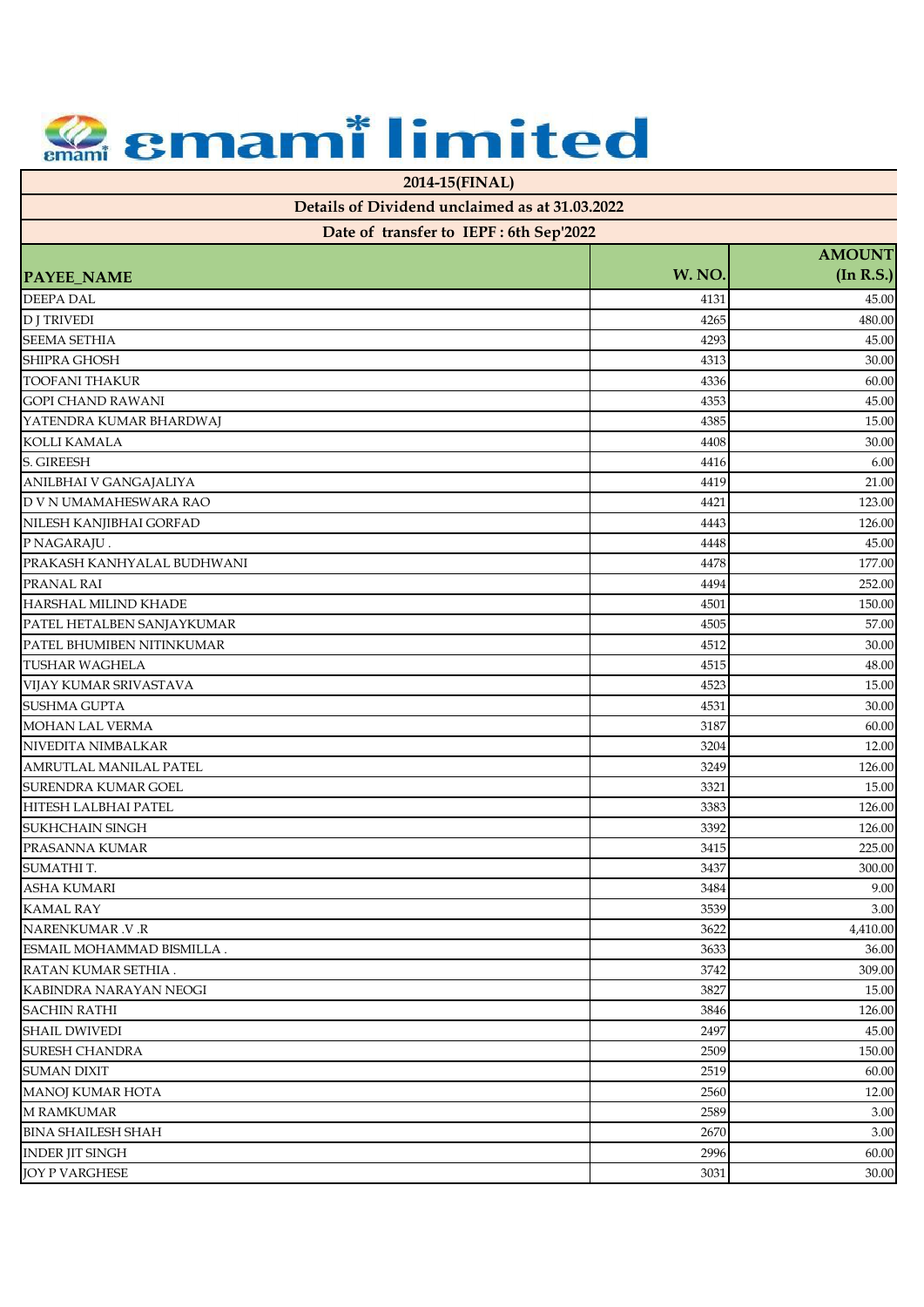# emami limited

| 2014-15(FINAL) | | |
|---|---|---|
| Details of Dividend unclaimed as at 31.03.2022 | | |
| Date of transfer to IEPF : 6th Sep'2022 | | |
| PAYEE_NAME | W. NO. | AMOUNT (In R.S.) |
| DEEPA DAL | 4131 | 45.00 |
| D J TRIVEDI | 4265 | 480.00 |
| SEEMA SETHIA | 4293 | 45.00 |
| SHIPRA GHOSH | 4313 | 30.00 |
| TOOFANI THAKUR | 4336 | 60.00 |
| GOPI CHAND RAWANI | 4353 | 45.00 |
| YATENDRA KUMAR BHARDWAJ | 4385 | 15.00 |
| KOLLI KAMALA | 4408 | 30.00 |
| S. GIREESH | 4416 | 6.00 |
| ANILBHAI V GANGAJALIYA | 4419 | 21.00 |
| D V N UMAMAHESWARA RAO | 4421 | 123.00 |
| NILESH KANJIBHAI GORFAD | 4443 | 126.00 |
| P NAGARAJU . | 4448 | 45.00 |
| PRAKASH KANHYALAL BUDHWANI | 4478 | 177.00 |
| PRANAL RAI | 4494 | 252.00 |
| HARSHAL MILIND KHADE | 4501 | 150.00 |
| PATEL HETALBEN SANJAYKUMAR | 4505 | 57.00 |
| PATEL BHUMIBEN NITINKUMAR | 4512 | 30.00 |
| TUSHAR WAGHELA | 4515 | 48.00 |
| VIJAY KUMAR SRIVASTAVA | 4523 | 15.00 |
| SUSHMA GUPTA | 4531 | 30.00 |
| MOHAN LAL VERMA | 3187 | 60.00 |
| NIVEDITA NIMBALKAR | 3204 | 12.00 |
| AMRUTLAL MANILAL PATEL | 3249 | 126.00 |
| SURENDRA KUMAR GOEL | 3321 | 15.00 |
| HITESH LALBHAI PATEL | 3383 | 126.00 |
| SUKHCHAIN SINGH | 3392 | 126.00 |
| PRASANNA KUMAR | 3415 | 225.00 |
| SUMATHI T. | 3437 | 300.00 |
| ASHA KUMARI | 3484 | 9.00 |
| KAMAL RAY | 3539 | 3.00 |
| NARENKUMAR .V .R | 3622 | 4,410.00 |
| ESMAIL MOHAMMAD BISMILLA . | 3633 | 36.00 |
| RATAN KUMAR SETHIA . | 3742 | 309.00 |
| KABINDRA NARAYAN NEOGI | 3827 | 15.00 |
| SACHIN RATHI | 3846 | 126.00 |
| SHAIL DWIVEDI | 2497 | 45.00 |
| SURESH CHANDRA | 2509 | 150.00 |
| SUMAN DIXIT | 2519 | 60.00 |
| MANOJ KUMAR HOTA | 2560 | 12.00 |
| M RAMKUMAR | 2589 | 3.00 |
| BINA SHAILESH SHAH | 2670 | 3.00 |
| INDER JIT SINGH | 2996 | 60.00 |
| JOY P VARGHESE | 3031 | 30.00 |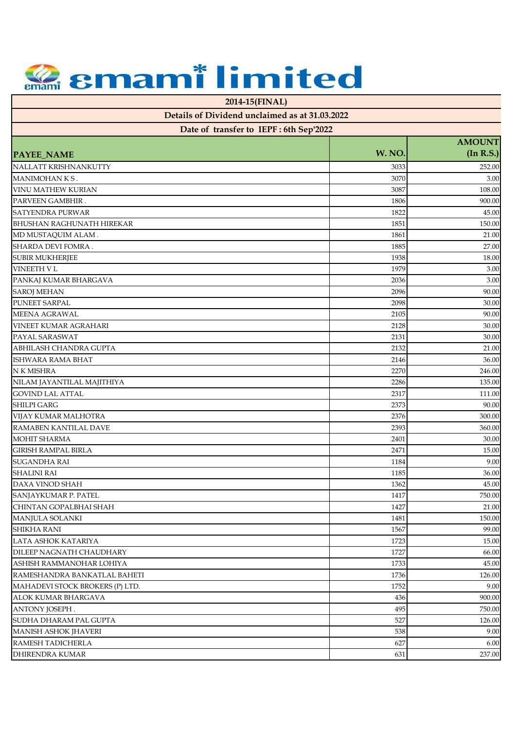# emami limited

| 2014-15(FINAL) | | |
|---|---|---|
| Details of Dividend unclaimed as at 31.03.2022 | | |
| Date of transfer to IEPF : 6th Sep'2022 | | |
| **PAYEE_NAME** | **W. NO.** | **AMOUNT (In R.S.)** |
| NALLATT KRISHNANKUTTY | 3033 | 252.00 |
| MANIMOHAN K S . | 3070 | 3.00 |
| VINU MATHEW KURIAN | 3087 | 108.00 |
| PARVEEN GAMBHIR . | 1806 | 900.00 |
| SATYENDRA PURWAR | 1822 | 45.00 |
| BHUSHAN RAGHUNATH HIREKAR | 1851 | 150.00 |
| MD MUSTAQUIM ALAM . | 1861 | 21.00 |
| SHARDA DEVI FOMRA . | 1885 | 27.00 |
| SUBIR MUKHERJEE | 1938 | 18.00 |
| VINEETH V L | 1979 | 3.00 |
| PANKAJ KUMAR BHARGAVA | 2036 | 3.00 |
| SAROJ MEHAN | 2096 | 90.00 |
| PUNEET SARPAL | 2098 | 30.00 |
| MEENA AGRAWAL | 2105 | 90.00 |
| VINEET KUMAR AGRAHARI | 2128 | 30.00 |
| PAYAL SARASWAT | 2131 | 30.00 |
| ABHILASH CHANDRA GUPTA | 2132 | 21.00 |
| ISHWARA RAMA BHAT | 2146 | 36.00 |
| N K MISHRA | 2270 | 246.00 |
| NILAM JAYANTILAL MAJITHIYA | 2286 | 135.00 |
| GOVIND LAL ATTAL | 2317 | 111.00 |
| SHILPI GARG | 2373 | 90.00 |
| VIJAY KUMAR MALHOTRA | 2376 | 300.00 |
| RAMABEN KANTILAL DAVE | 2393 | 360.00 |
| MOHIT SHARMA | 2401 | 30.00 |
| GIRISH RAMPAL BIRLA | 2471 | 15.00 |
| SUGANDHA RAI | 1184 | 9.00 |
| SHALINI RAI | 1185 | 36.00 |
| DAXA VINOD SHAH | 1362 | 45.00 |
| SANJAYKUMAR P. PATEL | 1417 | 750.00 |
| CHINTAN GOPALBHAI SHAH | 1427 | 21.00 |
| MANJULA SOLANKI | 1481 | 150.00 |
| SHIKHA RANI | 1567 | 99.00 |
| LATA ASHOK KATARIYA | 1723 | 15.00 |
| DILEEP NAGNATH CHAUDHARY | 1727 | 66.00 |
| ASHISH RAMMANOHAR LOHIYA | 1733 | 45.00 |
| RAMESHANDRA BANKATLAL BAHETI | 1736 | 126.00 |
| MAHADEVI STOCK BROKERS (P) LTD. | 1752 | 9.00 |
| ALOK KUMAR BHARGAVA | 436 | 900.00 |
| ANTONY JOSEPH . | 495 | 750.00 |
| SUDHA DHARAM PAL GUPTA | 527 | 126.00 |
| MANISH ASHOK JHAVERI | 538 | 9.00 |
| RAMESH TADICHERLA | 627 | 6.00 |
| DHIRENDRA KUMAR | 631 | 237.00 |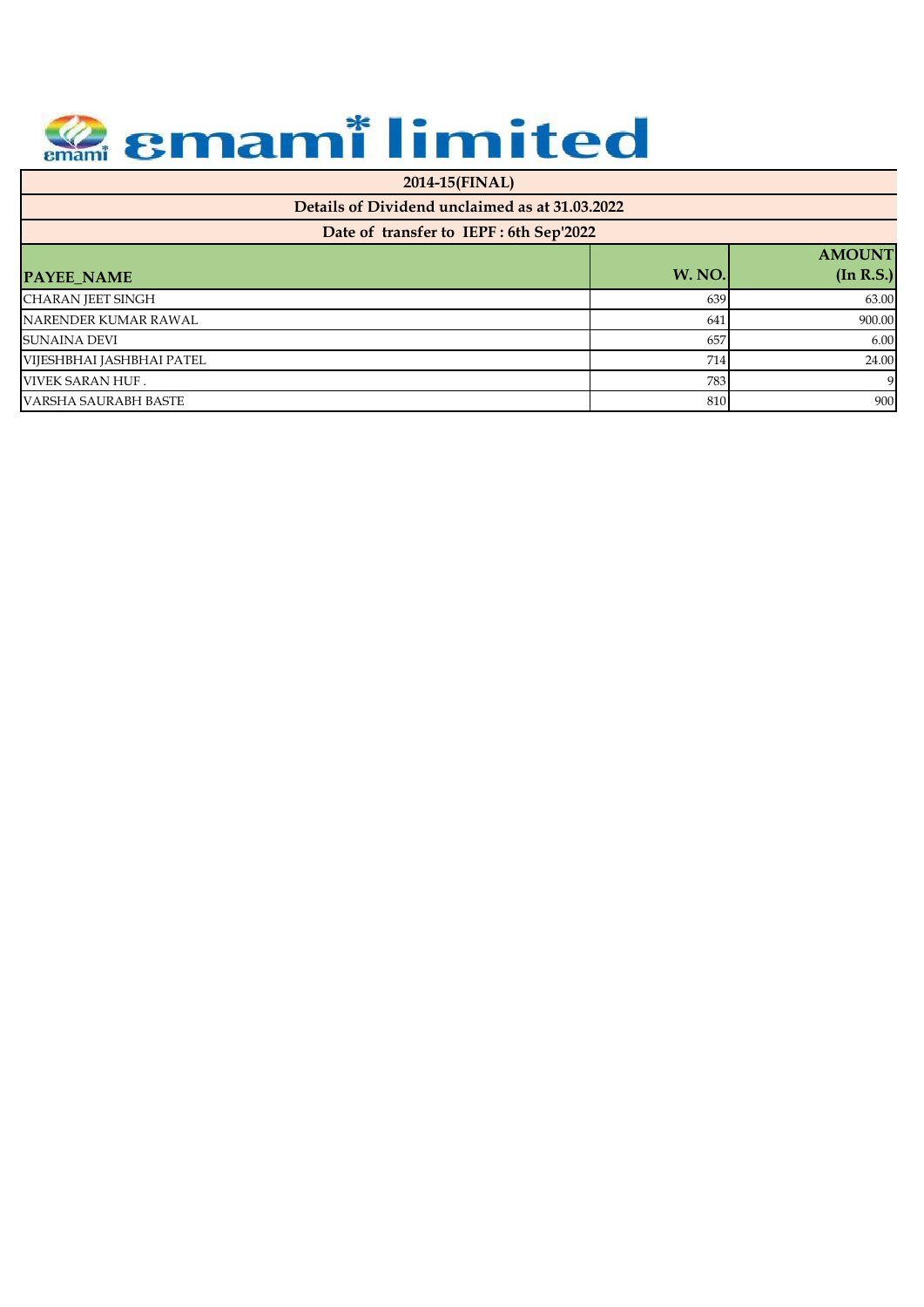# emami limited

| 2014-15(FINAL) | | |
|---|---|---|
| Details of Dividend unclaimed as at 31.03.2022 | | |
| Date of transfer to IEPF : 6th Sep'2022 | | |
| PAYEE_NAME | W. NO. | AMOUNT (In R.S.) |
| CHARAN JEET SINGH | 639 | 63.00 |
| NARENDER KUMAR RAWAL | 641 | 900.00 |
| SUNAINA DEVI | 657 | 6.00 |
| VIJESHBHAI JASHBHAI PATEL | 714 | 24.00 |
| VIVEK SARAN HUF . | 783 | 9 |
| VARSHA SAURABH BASTE | 810 | 900 |